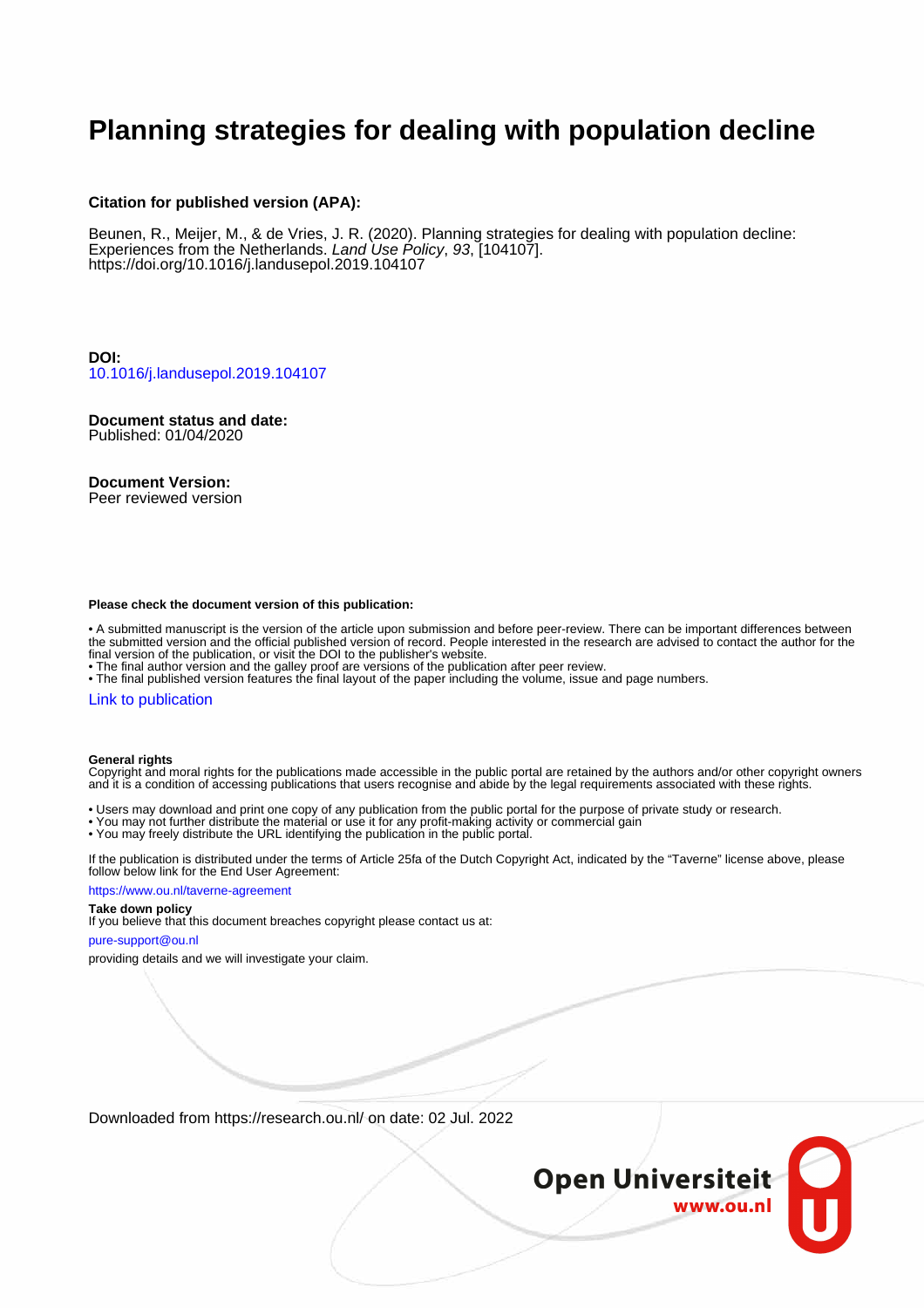# Planning strategies for dealing with population decline

**Citation for published version (APA):**

Beunen, R., Meijer, M., & de Vries, J. R. (2020). Planning strategies for dealing with population decline: Experiences from the Netherlands. *Land Use Policy*, *93*, [104107]. https://doi.org/10.1016/j.landusepol.2019.104107

**DOI:**
10.1016/j.landusepol.2019.104107

**Document status and date:**
Published: 01/04/2020

**Document Version:**
Peer reviewed version

**Please check the document version of this publication:**

- A submitted manuscript is the version of the article upon submission and before peer-review. There can be important differences between the submitted version and the official published version of record. People interested in the research are advised to contact the author for the final version of the publication, or visit the DOI to the publisher's website.
- The final author version and the galley proof are versions of the publication after peer review.
- The final published version features the final layout of the paper including the volume, issue and page numbers.

Link to publication

**General rights**
Copyright and moral rights for the publications made accessible in the public portal are retained by the authors and/or other copyright owners and it is a condition of accessing publications that users recognise and abide by the legal requirements associated with these rights.

- Users may download and print one copy of any publication from the public portal for the purpose of private study or research.
- You may not further distribute the material or use it for any profit-making activity or commercial gain
- You may freely distribute the URL identifying the publication in the public portal.

If the publication is distributed under the terms of Article 25fa of the Dutch Copyright Act, indicated by the "Taverne" license above, please follow below link for the End User Agreement:

https://www.ou.nl/taverne-agreement

**Take down policy**
If you believe that this document breaches copyright please contact us at:

pure-support@ou.nl

providing details and we will investigate your claim.

Downloaded from https://research.ou.nl/ on date: 02 Jul. 2022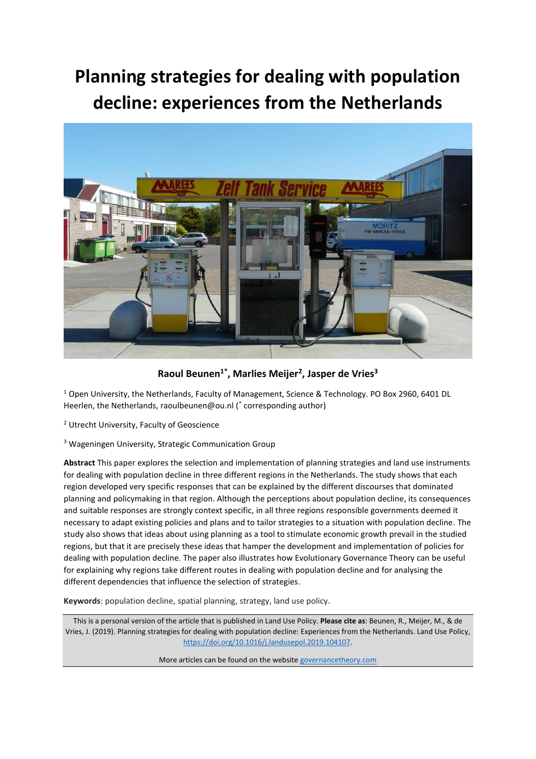# Planning strategies for dealing with population decline: experiences from the Netherlands

**Raoul Beunen[1*], Marlies Meijer[2], Jasper de Vries[3]**

[1] Open University, the Netherlands, Faculty of Management, Science & Technology. PO Box 2960, 6401 DL Heerlen, the Netherlands, raoulbeunen@ou.nl ([*] corresponding author)

[2] Utrecht University, Faculty of Geoscience

[3] Wageningen University, Strategic Communication Group

**Abstract** This paper explores the selection and implementation of planning strategies and land use instruments for dealing with population decline in three different regions in the Netherlands. The study shows that each region developed very specific responses that can be explained by the different discourses that dominated planning and policymaking in that region. Although the perceptions about population decline, its consequences and suitable responses are strongly context specific, in all three regions responsible governments deemed it necessary to adapt existing policies and plans and to tailor strategies to a situation with population decline. The study also shows that ideas about using planning as a tool to stimulate economic growth prevail in the studied regions, but that it are precisely these ideas that hamper the development and implementation of policies for dealing with population decline. The paper also illustrates how Evolutionary Governance Theory can be useful for explaining why regions take different routes in dealing with population decline and for analysing the different dependencies that influence the selection of strategies.

**Keywords**: population decline, spatial planning, strategy, land use policy.

This is a personal version of the article that is published in Land Use Policy. **Please cite as**: Beunen, R., Meijer, M., & de Vries, J. (2019). Planning strategies for dealing with population decline: Experiences from the Netherlands. Land Use Policy, https://doi.org/10.1016/j.landusepol.2019.104107.

More articles can be found on the website governancetheory.com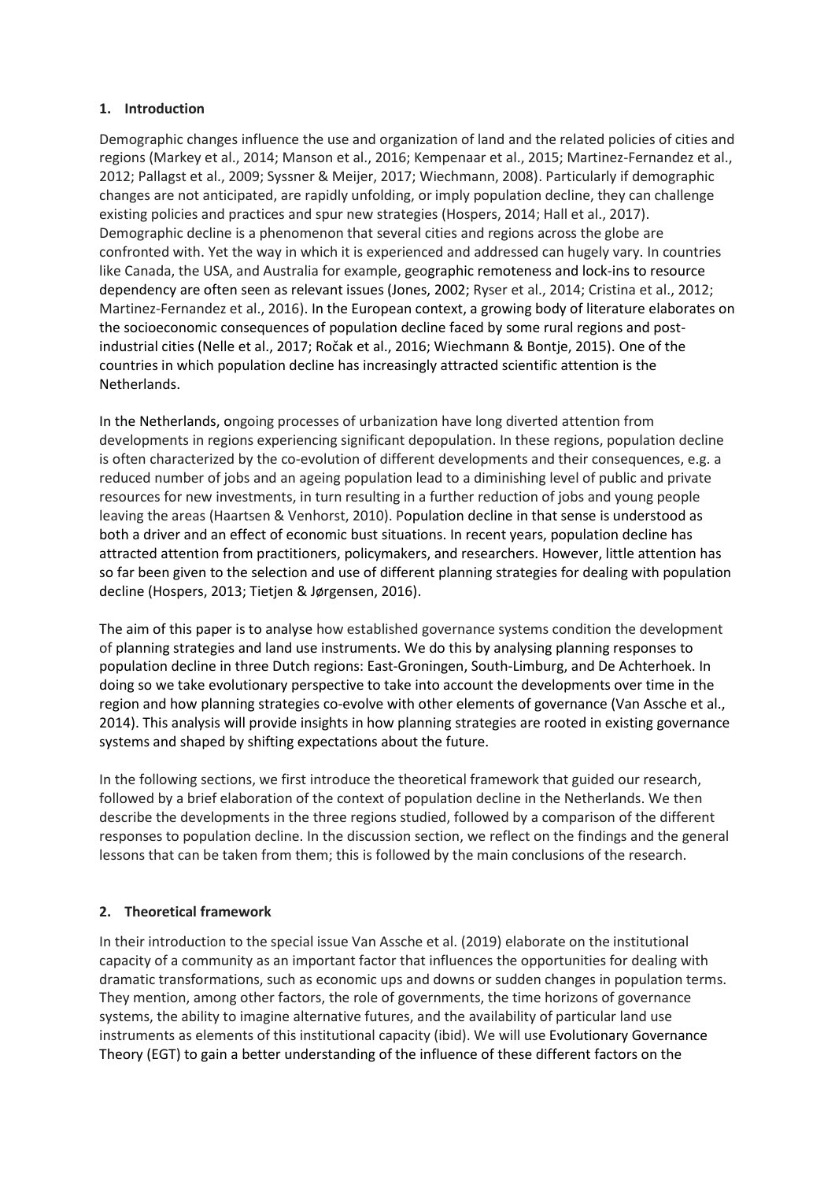## 1. Introduction

Demographic changes influence the use and organization of land and the related policies of cities and regions (Markey et al., 2014; Manson et al., 2016; Kempenaar et al., 2015; Martinez-Fernandez et al., 2012; Pallagst et al., 2009; Syssner & Meijer, 2017; Wiechmann, 2008). Particularly if demographic changes are not anticipated, are rapidly unfolding, or imply population decline, they can challenge existing policies and practices and spur new strategies (Hospers, 2014; Hall et al., 2017). Demographic decline is a phenomenon that several cities and regions across the globe are confronted with. Yet the way in which it is experienced and addressed can hugely vary. In countries like Canada, the USA, and Australia for example, geographic remoteness and lock-ins to resource dependency are often seen as relevant issues (Jones, 2002; Ryser et al., 2014; Cristina et al., 2012; Martinez-Fernandez et al., 2016). In the European context, a growing body of literature elaborates on the socioeconomic consequences of population decline faced by some rural regions and post-industrial cities (Nelle et al., 2017; Ročak et al., 2016; Wiechmann & Bontje, 2015). One of the countries in which population decline has increasingly attracted scientific attention is the Netherlands.

In the Netherlands, ongoing processes of urbanization have long diverted attention from developments in regions experiencing significant depopulation. In these regions, population decline is often characterized by the co-evolution of different developments and their consequences, e.g. a reduced number of jobs and an ageing population lead to a diminishing level of public and private resources for new investments, in turn resulting in a further reduction of jobs and young people leaving the areas (Haartsen & Venhorst, 2010). Population decline in that sense is understood as both a driver and an effect of economic bust situations. In recent years, population decline has attracted attention from practitioners, policymakers, and researchers. However, little attention has so far been given to the selection and use of different planning strategies for dealing with population decline (Hospers, 2013; Tietjen & Jørgensen, 2016).

The aim of this paper is to analyse how established governance systems condition the development of planning strategies and land use instruments. We do this by analysing planning responses to population decline in three Dutch regions: East-Groningen, South-Limburg, and De Achterhoek. In doing so we take evolutionary perspective to take into account the developments over time in the region and how planning strategies co-evolve with other elements of governance (Van Assche et al., 2014). This analysis will provide insights in how planning strategies are rooted in existing governance systems and shaped by shifting expectations about the future.

In the following sections, we first introduce the theoretical framework that guided our research, followed by a brief elaboration of the context of population decline in the Netherlands. We then describe the developments in the three regions studied, followed by a comparison of the different responses to population decline. In the discussion section, we reflect on the findings and the general lessons that can be taken from them; this is followed by the main conclusions of the research.

## 2. Theoretical framework

In their introduction to the special issue Van Assche et al. (2019) elaborate on the institutional capacity of a community as an important factor that influences the opportunities for dealing with dramatic transformations, such as economic ups and downs or sudden changes in population terms. They mention, among other factors, the role of governments, the time horizons of governance systems, the ability to imagine alternative futures, and the availability of particular land use instruments as elements of this institutional capacity (ibid). We will use Evolutionary Governance Theory (EGT) to gain a better understanding of the influence of these different factors on the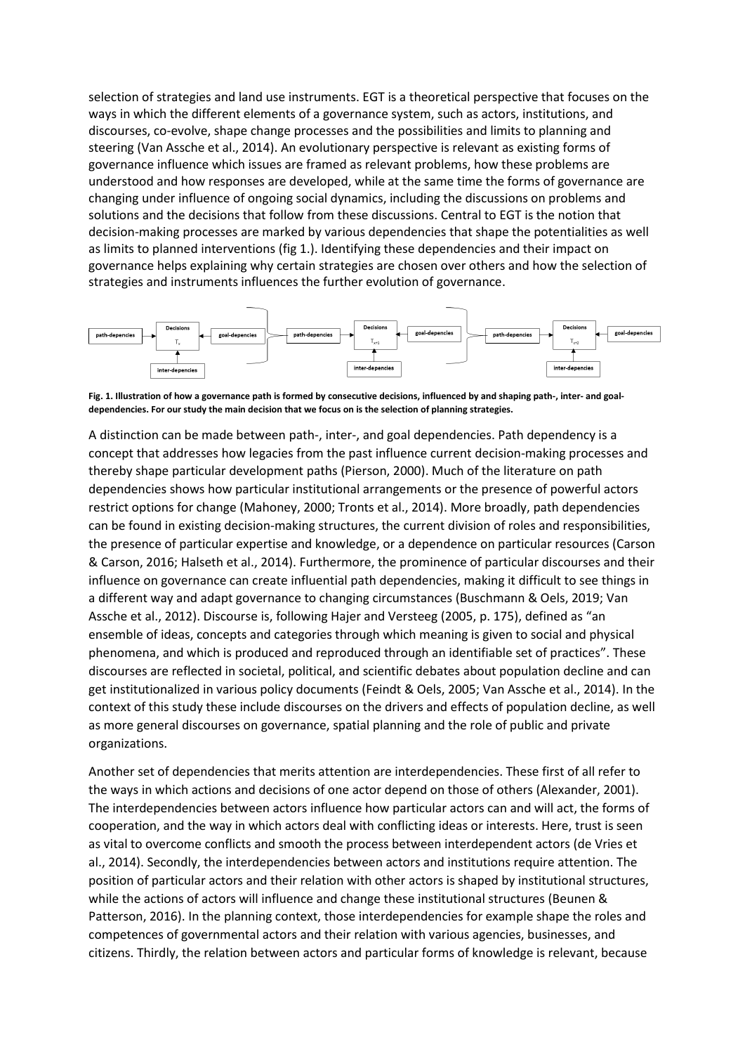selection of strategies and land use instruments. EGT is a theoretical perspective that focuses on the ways in which the different elements of a governance system, such as actors, institutions, and discourses, co-evolve, shape change processes and the possibilities and limits to planning and steering (Van Assche et al., 2014). An evolutionary perspective is relevant as existing forms of governance influence which issues are framed as relevant problems, how these problems are understood and how responses are developed, while at the same time the forms of governance are changing under influence of ongoing social dynamics, including the discussions on problems and solutions and the decisions that follow from these discussions. Central to EGT is the notion that decision-making processes are marked by various dependencies that shape the potentialities as well as limits to planned interventions (fig 1.). Identifying these dependencies and their impact on governance helps explaining why certain strategies are chosen over others and how the selection of strategies and instruments influences the further evolution of governance.

**Fig. 1. Illustration of how a governance path is formed by consecutive decisions, influenced by and shaping path-, inter- and goal-dependencies. For our study the main decision that we focus on is the selection of planning strategies.**

A distinction can be made between path-, inter-, and goal dependencies. Path dependency is a concept that addresses how legacies from the past influence current decision-making processes and thereby shape particular development paths (Pierson, 2000). Much of the literature on path dependencies shows how particular institutional arrangements or the presence of powerful actors restrict options for change (Mahoney, 2000; Tronts et al., 2014). More broadly, path dependencies can be found in existing decision-making structures, the current division of roles and responsibilities, the presence of particular expertise and knowledge, or a dependence on particular resources (Carson & Carson, 2016; Halseth et al., 2014). Furthermore, the prominence of particular discourses and their influence on governance can create influential path dependencies, making it difficult to see things in a different way and adapt governance to changing circumstances (Buschmann & Oels, 2019; Van Assche et al., 2012). Discourse is, following Hajer and Versteeg (2005, p. 175), defined as "an ensemble of ideas, concepts and categories through which meaning is given to social and physical phenomena, and which is produced and reproduced through an identifiable set of practices". These discourses are reflected in societal, political, and scientific debates about population decline and can get institutionalized in various policy documents (Feindt & Oels, 2005; Van Assche et al., 2014). In the context of this study these include discourses on the drivers and effects of population decline, as well as more general discourses on governance, spatial planning and the role of public and private organizations.

Another set of dependencies that merits attention are interdependencies. These first of all refer to the ways in which actions and decisions of one actor depend on those of others (Alexander, 2001). The interdependencies between actors influence how particular actors can and will act, the forms of cooperation, and the way in which actors deal with conflicting ideas or interests. Here, trust is seen as vital to overcome conflicts and smooth the process between interdependent actors (de Vries et al., 2014). Secondly, the interdependencies between actors and institutions require attention. The position of particular actors and their relation with other actors is shaped by institutional structures, while the actions of actors will influence and change these institutional structures (Beunen & Patterson, 2016). In the planning context, those interdependencies for example shape the roles and competences of governmental actors and their relation with various agencies, businesses, and citizens. Thirdly, the relation between actors and particular forms of knowledge is relevant, because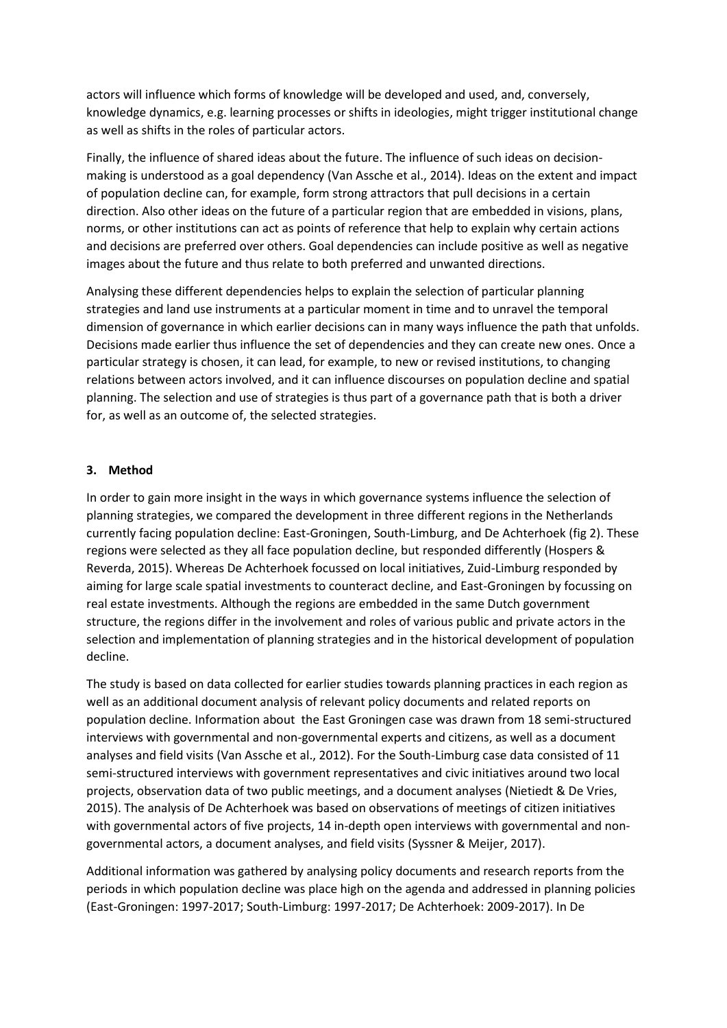actors will influence which forms of knowledge will be developed and used, and, conversely, knowledge dynamics, e.g. learning processes or shifts in ideologies, might trigger institutional change as well as shifts in the roles of particular actors.

Finally, the influence of shared ideas about the future. The influence of such ideas on decision-making is understood as a goal dependency (Van Assche et al., 2014). Ideas on the extent and impact of population decline can, for example, form strong attractors that pull decisions in a certain direction. Also other ideas on the future of a particular region that are embedded in visions, plans, norms, or other institutions can act as points of reference that help to explain why certain actions and decisions are preferred over others. Goal dependencies can include positive as well as negative images about the future and thus relate to both preferred and unwanted directions.

Analysing these different dependencies helps to explain the selection of particular planning strategies and land use instruments at a particular moment in time and to unravel the temporal dimension of governance in which earlier decisions can in many ways influence the path that unfolds. Decisions made earlier thus influence the set of dependencies and they can create new ones. Once a particular strategy is chosen, it can lead, for example, to new or revised institutions, to changing relations between actors involved, and it can influence discourses on population decline and spatial planning. The selection and use of strategies is thus part of a governance path that is both a driver for, as well as an outcome of, the selected strategies.

## 3. Method

In order to gain more insight in the ways in which governance systems influence the selection of planning strategies, we compared the development in three different regions in the Netherlands currently facing population decline: East-Groningen, South-Limburg, and De Achterhoek (fig 2). These regions were selected as they all face population decline, but responded differently (Hospers & Reverda, 2015). Whereas De Achterhoek focussed on local initiatives, Zuid-Limburg responded by aiming for large scale spatial investments to counteract decline, and East-Groningen by focussing on real estate investments. Although the regions are embedded in the same Dutch government structure, the regions differ in the involvement and roles of various public and private actors in the selection and implementation of planning strategies and in the historical development of population decline.

The study is based on data collected for earlier studies towards planning practices in each region as well as an additional document analysis of relevant policy documents and related reports on population decline. Information about the East Groningen case was drawn from 18 semi-structured interviews with governmental and non-governmental experts and citizens, as well as a document analyses and field visits (Van Assche et al., 2012). For the South-Limburg case data consisted of 11 semi-structured interviews with government representatives and civic initiatives around two local projects, observation data of two public meetings, and a document analyses (Nietiedt & De Vries, 2015). The analysis of De Achterhoek was based on observations of meetings of citizen initiatives with governmental actors of five projects, 14 in-depth open interviews with governmental and non-governmental actors, a document analyses, and field visits (Syssner & Meijer, 2017).

Additional information was gathered by analysing policy documents and research reports from the periods in which population decline was place high on the agenda and addressed in planning policies (East-Groningen: 1997-2017; South-Limburg: 1997-2017; De Achterhoek: 2009-2017). In De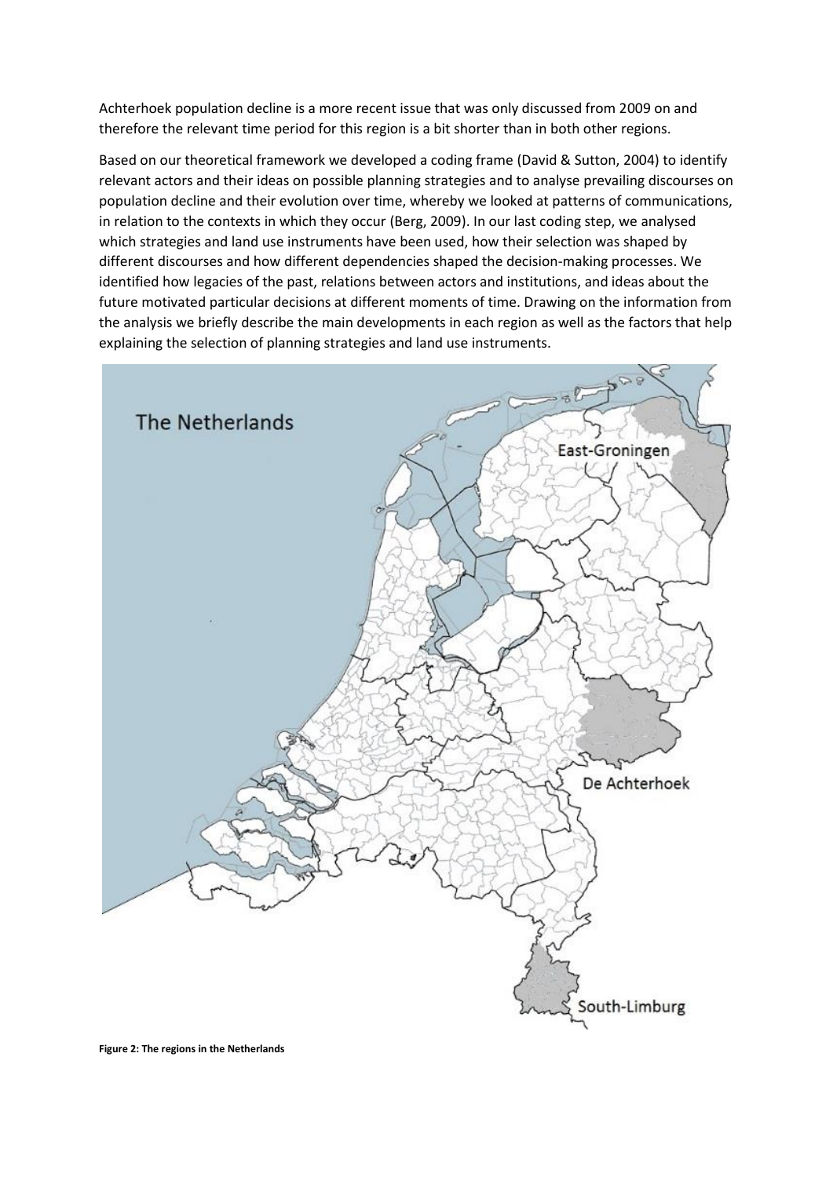Achterhoek population decline is a more recent issue that was only discussed from 2009 on and therefore the relevant time period for this region is a bit shorter than in both other regions.

Based on our theoretical framework we developed a coding frame (David & Sutton, 2004) to identify relevant actors and their ideas on possible planning strategies and to analyse prevailing discourses on population decline and their evolution over time, whereby we looked at patterns of communications, in relation to the contexts in which they occur (Berg, 2009). In our last coding step, we analysed which strategies and land use instruments have been used, how their selection was shaped by different discourses and how different dependencies shaped the decision-making processes. We identified how legacies of the past, relations between actors and institutions, and ideas about the future motivated particular decisions at different moments of time. Drawing on the information from the analysis we briefly describe the main developments in each region as well as the factors that help explaining the selection of planning strategies and land use instruments.

**Figure 2: The regions in the Netherlands**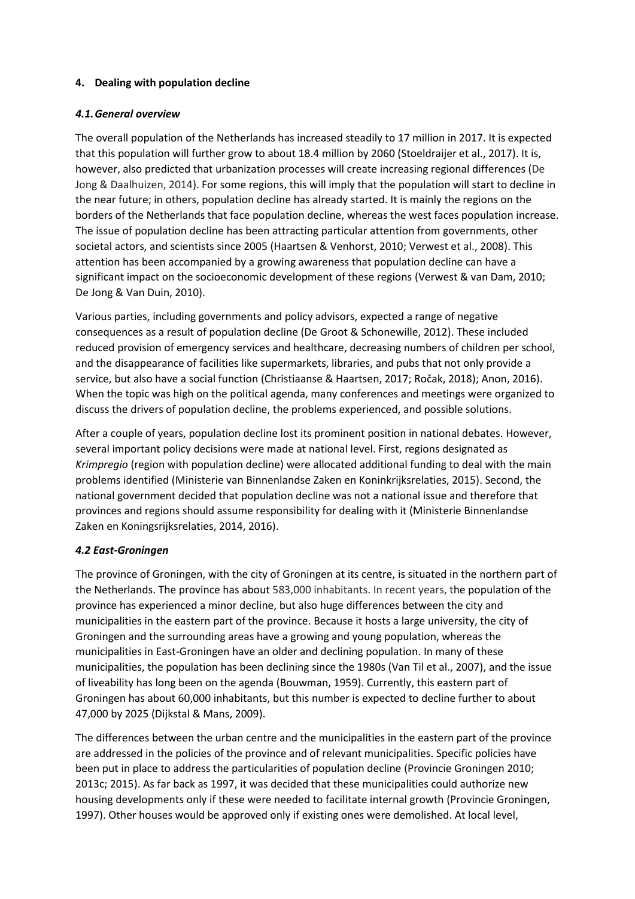## 4. Dealing with population decline

### *4.1. General overview*

The overall population of the Netherlands has increased steadily to 17 million in 2017. It is expected that this population will further grow to about 18.4 million by 2060 (Stoeldraijer et al., 2017). It is, however, also predicted that urbanization processes will create increasing regional differences (De Jong & Daalhuizen, 2014). For some regions, this will imply that the population will start to decline in the near future; in others, population decline has already started. It is mainly the regions on the borders of the Netherlands that face population decline, whereas the west faces population increase. The issue of population decline has been attracting particular attention from governments, other societal actors, and scientists since 2005 (Haartsen & Venhorst, 2010; Verwest et al., 2008). This attention has been accompanied by a growing awareness that population decline can have a significant impact on the socioeconomic development of these regions (Verwest & van Dam, 2010; De Jong & Van Duin, 2010).

Various parties, including governments and policy advisors, expected a range of negative consequences as a result of population decline (De Groot & Schonewille, 2012). These included reduced provision of emergency services and healthcare, decreasing numbers of children per school, and the disappearance of facilities like supermarkets, libraries, and pubs that not only provide a service, but also have a social function (Christiaanse & Haartsen, 2017; Ročak, 2018); Anon, 2016). When the topic was high on the political agenda, many conferences and meetings were organized to discuss the drivers of population decline, the problems experienced, and possible solutions.

After a couple of years, population decline lost its prominent position in national debates. However, several important policy decisions were made at national level. First, regions designated as *Krimpregio* (region with population decline) were allocated additional funding to deal with the main problems identified (Ministerie van Binnenlandse Zaken en Koninkrijksrelaties, 2015). Second, the national government decided that population decline was not a national issue and therefore that provinces and regions should assume responsibility for dealing with it (Ministerie Binnenlandse Zaken en Koningsrijksrelaties, 2014, 2016).

### *4.2 East-Groningen*

The province of Groningen, with the city of Groningen at its centre, is situated in the northern part of the Netherlands. The province has about 583,000 inhabitants. In recent years, the population of the province has experienced a minor decline, but also huge differences between the city and municipalities in the eastern part of the province. Because it hosts a large university, the city of Groningen and the surrounding areas have a growing and young population, whereas the municipalities in East-Groningen have an older and declining population. In many of these municipalities, the population has been declining since the 1980s (Van Til et al., 2007), and the issue of liveability has long been on the agenda (Bouwman, 1959). Currently, this eastern part of Groningen has about 60,000 inhabitants, but this number is expected to decline further to about 47,000 by 2025 (Dijkstal & Mans, 2009).

The differences between the urban centre and the municipalities in the eastern part of the province are addressed in the policies of the province and of relevant municipalities. Specific policies have been put in place to address the particularities of population decline (Provincie Groningen 2010; 2013c; 2015). As far back as 1997, it was decided that these municipalities could authorize new housing developments only if these were needed to facilitate internal growth (Provincie Groningen, 1997). Other houses would be approved only if existing ones were demolished. At local level,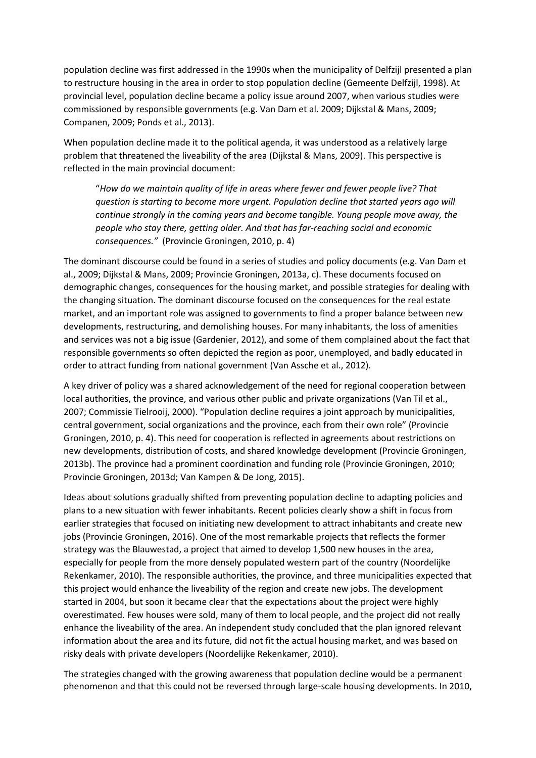population decline was first addressed in the 1990s when the municipality of Delfzijl presented a plan to restructure housing in the area in order to stop population decline (Gemeente Delfzijl, 1998). At provincial level, population decline became a policy issue around 2007, when various studies were commissioned by responsible governments (e.g. Van Dam et al. 2009; Dijkstal & Mans, 2009; Companen, 2009; Ponds et al., 2013).

When population decline made it to the political agenda, it was understood as a relatively large problem that threatened the liveability of the area (Dijkstal & Mans, 2009). This perspective is reflected in the main provincial document:

> "*How do we maintain quality of life in areas where fewer and fewer people live? That question is starting to become more urgent. Population decline that started years ago will continue strongly in the coming years and become tangible. Young people move away, the people who stay there, getting older. And that has far-reaching social and economic consequences."* (Provincie Groningen, 2010, p. 4)

The dominant discourse could be found in a series of studies and policy documents (e.g. Van Dam et al., 2009; Dijkstal & Mans, 2009; Provincie Groningen, 2013a, c). These documents focused on demographic changes, consequences for the housing market, and possible strategies for dealing with the changing situation. The dominant discourse focused on the consequences for the real estate market, and an important role was assigned to governments to find a proper balance between new developments, restructuring, and demolishing houses. For many inhabitants, the loss of amenities and services was not a big issue (Gardenier, 2012), and some of them complained about the fact that responsible governments so often depicted the region as poor, unemployed, and badly educated in order to attract funding from national government (Van Assche et al., 2012).

A key driver of policy was a shared acknowledgement of the need for regional cooperation between local authorities, the province, and various other public and private organizations (Van Til et al., 2007; Commissie Tielrooij, 2000). "Population decline requires a joint approach by municipalities, central government, social organizations and the province, each from their own role" (Provincie Groningen, 2010, p. 4). This need for cooperation is reflected in agreements about restrictions on new developments, distribution of costs, and shared knowledge development (Provincie Groningen, 2013b). The province had a prominent coordination and funding role (Provincie Groningen, 2010; Provincie Groningen, 2013d; Van Kampen & De Jong, 2015).

Ideas about solutions gradually shifted from preventing population decline to adapting policies and plans to a new situation with fewer inhabitants. Recent policies clearly show a shift in focus from earlier strategies that focused on initiating new development to attract inhabitants and create new jobs (Provincie Groningen, 2016). One of the most remarkable projects that reflects the former strategy was the Blauwestad, a project that aimed to develop 1,500 new houses in the area, especially for people from the more densely populated western part of the country (Noordelijke Rekenkamer, 2010). The responsible authorities, the province, and three municipalities expected that this project would enhance the liveability of the region and create new jobs. The development started in 2004, but soon it became clear that the expectations about the project were highly overestimated. Few houses were sold, many of them to local people, and the project did not really enhance the liveability of the area. An independent study concluded that the plan ignored relevant information about the area and its future, did not fit the actual housing market, and was based on risky deals with private developers (Noordelijke Rekenkamer, 2010).

The strategies changed with the growing awareness that population decline would be a permanent phenomenon and that this could not be reversed through large-scale housing developments. In 2010,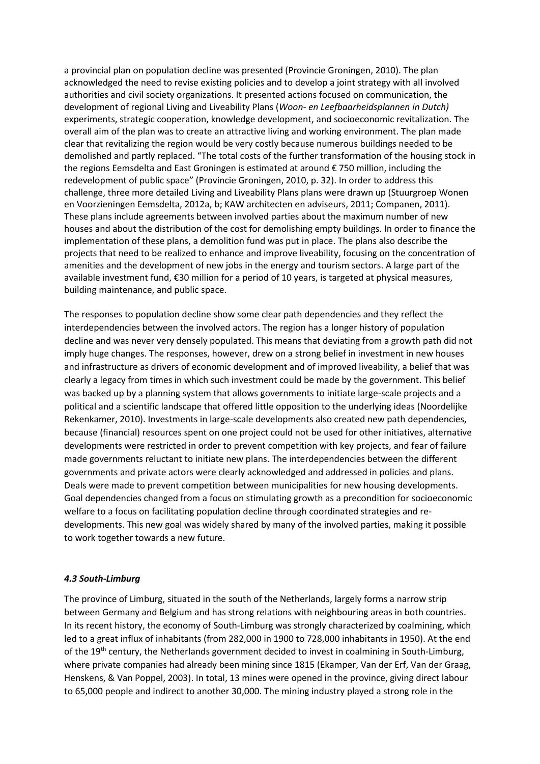a provincial plan on population decline was presented (Provincie Groningen, 2010). The plan acknowledged the need to revise existing policies and to develop a joint strategy with all involved authorities and civil society organizations. It presented actions focused on communication, the development of regional Living and Liveability Plans (*Woon- en Leefbaarheidsplannen in Dutch)* experiments, strategic cooperation, knowledge development, and socioeconomic revitalization. The overall aim of the plan was to create an attractive living and working environment. The plan made clear that revitalizing the region would be very costly because numerous buildings needed to be demolished and partly replaced. "The total costs of the further transformation of the housing stock in the regions Eemsdelta and East Groningen is estimated at around € 750 million, including the redevelopment of public space" (Provincie Groningen, 2010, p. 32). In order to address this challenge, three more detailed Living and Liveability Plans plans were drawn up (Stuurgroep Wonen en Voorzieningen Eemsdelta, 2012a, b; KAW architecten en adviseurs, 2011; Companen, 2011). These plans include agreements between involved parties about the maximum number of new houses and about the distribution of the cost for demolishing empty buildings. In order to finance the implementation of these plans, a demolition fund was put in place. The plans also describe the projects that need to be realized to enhance and improve liveability, focusing on the concentration of amenities and the development of new jobs in the energy and tourism sectors. A large part of the available investment fund, €30 million for a period of 10 years, is targeted at physical measures, building maintenance, and public space.

The responses to population decline show some clear path dependencies and they reflect the interdependencies between the involved actors. The region has a longer history of population decline and was never very densely populated. This means that deviating from a growth path did not imply huge changes. The responses, however, drew on a strong belief in investment in new houses and infrastructure as drivers of economic development and of improved liveability, a belief that was clearly a legacy from times in which such investment could be made by the government. This belief was backed up by a planning system that allows governments to initiate large-scale projects and a political and a scientific landscape that offered little opposition to the underlying ideas (Noordelijke Rekenkamer, 2010). Investments in large-scale developments also created new path dependencies, because (financial) resources spent on one project could not be used for other initiatives, alternative developments were restricted in order to prevent competition with key projects, and fear of failure made governments reluctant to initiate new plans. The interdependencies between the different governments and private actors were clearly acknowledged and addressed in policies and plans. Deals were made to prevent competition between municipalities for new housing developments. Goal dependencies changed from a focus on stimulating growth as a precondition for socioeconomic welfare to a focus on facilitating population decline through coordinated strategies and re-developments. This new goal was widely shared by many of the involved parties, making it possible to work together towards a new future.

### *4.3 South-Limburg*

The province of Limburg, situated in the south of the Netherlands, largely forms a narrow strip between Germany and Belgium and has strong relations with neighbouring areas in both countries. In its recent history, the economy of South-Limburg was strongly characterized by coalmining, which led to a great influx of inhabitants (from 282,000 in 1900 to 728,000 inhabitants in 1950). At the end of the 19th century, the Netherlands government decided to invest in coalmining in South-Limburg, where private companies had already been mining since 1815 (Ekamper, Van der Erf, Van der Graag, Henskens, & Van Poppel, 2003). In total, 13 mines were opened in the province, giving direct labour to 65,000 people and indirect to another 30,000. The mining industry played a strong role in the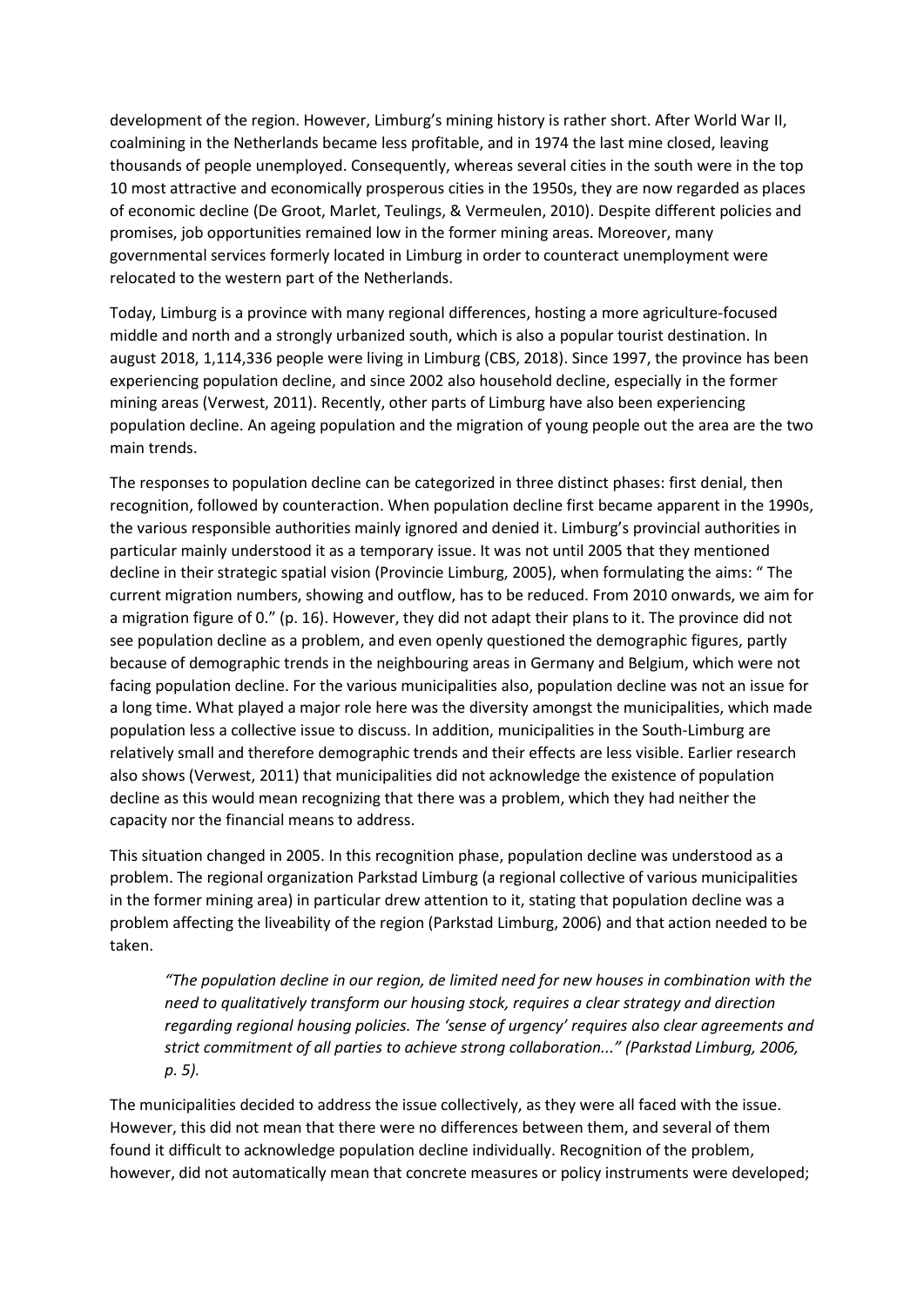development of the region. However, Limburg's mining history is rather short. After World War II, coalmining in the Netherlands became less profitable, and in 1974 the last mine closed, leaving thousands of people unemployed. Consequently, whereas several cities in the south were in the top 10 most attractive and economically prosperous cities in the 1950s, they are now regarded as places of economic decline (De Groot, Marlet, Teulings, & Vermeulen, 2010). Despite different policies and promises, job opportunities remained low in the former mining areas. Moreover, many governmental services formerly located in Limburg in order to counteract unemployment were relocated to the western part of the Netherlands.

Today, Limburg is a province with many regional differences, hosting a more agriculture-focused middle and north and a strongly urbanized south, which is also a popular tourist destination. In august 2018, 1,114,336 people were living in Limburg (CBS, 2018). Since 1997, the province has been experiencing population decline, and since 2002 also household decline, especially in the former mining areas (Verwest, 2011). Recently, other parts of Limburg have also been experiencing population decline. An ageing population and the migration of young people out the area are the two main trends.

The responses to population decline can be categorized in three distinct phases: first denial, then recognition, followed by counteraction. When population decline first became apparent in the 1990s, the various responsible authorities mainly ignored and denied it. Limburg's provincial authorities in particular mainly understood it as a temporary issue. It was not until 2005 that they mentioned decline in their strategic spatial vision (Provincie Limburg, 2005), when formulating the aims: " The current migration numbers, showing and outflow, has to be reduced. From 2010 onwards, we aim for a migration figure of 0." (p. 16). However, they did not adapt their plans to it. The province did not see population decline as a problem, and even openly questioned the demographic figures, partly because of demographic trends in the neighbouring areas in Germany and Belgium, which were not facing population decline. For the various municipalities also, population decline was not an issue for a long time. What played a major role here was the diversity amongst the municipalities, which made population less a collective issue to discuss. In addition, municipalities in the South-Limburg are relatively small and therefore demographic trends and their effects are less visible. Earlier research also shows (Verwest, 2011) that municipalities did not acknowledge the existence of population decline as this would mean recognizing that there was a problem, which they had neither the capacity nor the financial means to address.

This situation changed in 2005. In this recognition phase, population decline was understood as a problem. The regional organization Parkstad Limburg (a regional collective of various municipalities in the former mining area) in particular drew attention to it, stating that population decline was a problem affecting the liveability of the region (Parkstad Limburg, 2006) and that action needed to be taken.

> *"The population decline in our region, de limited need for new houses in combination with the need to qualitatively transform our housing stock, requires a clear strategy and direction regarding regional housing policies. The 'sense of urgency' requires also clear agreements and strict commitment of all parties to achieve strong collaboration..." (Parkstad Limburg, 2006, p. 5).*

The municipalities decided to address the issue collectively, as they were all faced with the issue. However, this did not mean that there were no differences between them, and several of them found it difficult to acknowledge population decline individually. Recognition of the problem, however, did not automatically mean that concrete measures or policy instruments were developed;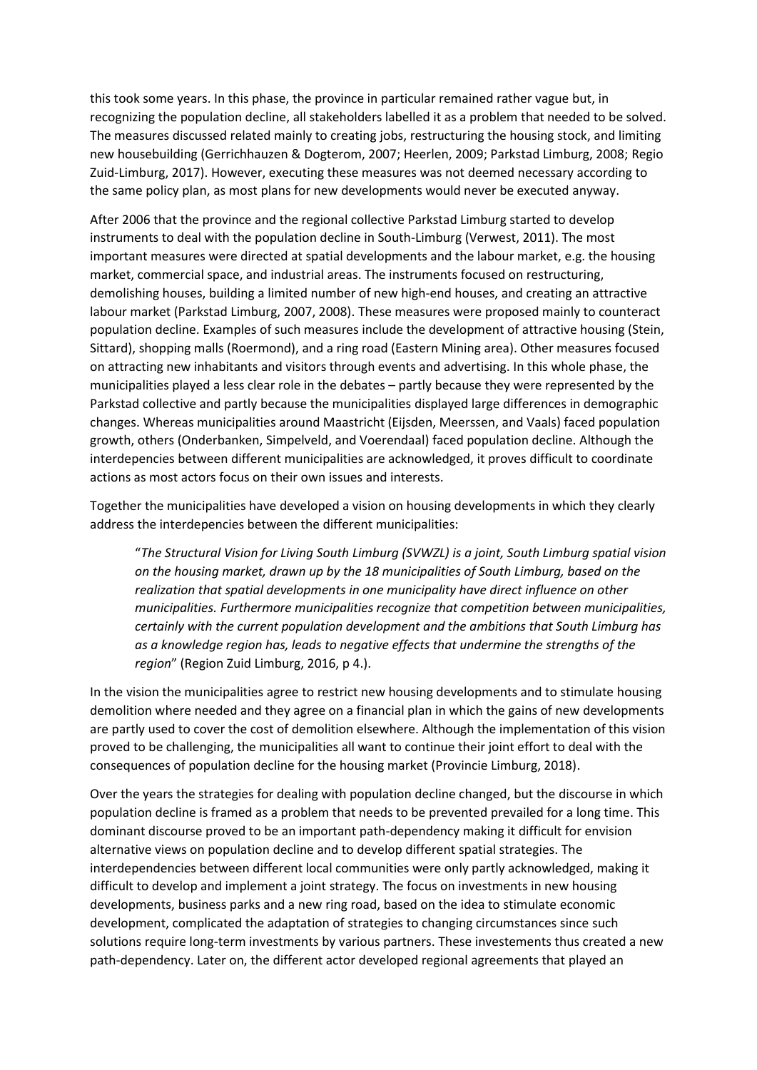this took some years. In this phase, the province in particular remained rather vague but, in recognizing the population decline, all stakeholders labelled it as a problem that needed to be solved. The measures discussed related mainly to creating jobs, restructuring the housing stock, and limiting new housebuilding (Gerrichhauzen & Dogterom, 2007; Heerlen, 2009; Parkstad Limburg, 2008; Regio Zuid-Limburg, 2017). However, executing these measures was not deemed necessary according to the same policy plan, as most plans for new developments would never be executed anyway.

After 2006 that the province and the regional collective Parkstad Limburg started to develop instruments to deal with the population decline in South-Limburg (Verwest, 2011). The most important measures were directed at spatial developments and the labour market, e.g. the housing market, commercial space, and industrial areas. The instruments focused on restructuring, demolishing houses, building a limited number of new high-end houses, and creating an attractive labour market (Parkstad Limburg, 2007, 2008). These measures were proposed mainly to counteract population decline. Examples of such measures include the development of attractive housing (Stein, Sittard), shopping malls (Roermond), and a ring road (Eastern Mining area). Other measures focused on attracting new inhabitants and visitors through events and advertising. In this whole phase, the municipalities played a less clear role in the debates – partly because they were represented by the Parkstad collective and partly because the municipalities displayed large differences in demographic changes. Whereas municipalities around Maastricht (Eijsden, Meerssen, and Vaals) faced population growth, others (Onderbanken, Simpelveld, and Voerendaal) faced population decline. Although the interdepencies between different municipalities are acknowledged, it proves difficult to coordinate actions as most actors focus on their own issues and interests.

Together the municipalities have developed a vision on housing developments in which they clearly address the interdepencies between the different municipalities:

> "*The Structural Vision for Living South Limburg (SVWZL) is a joint, South Limburg spatial vision on the housing market, drawn up by the 18 municipalities of South Limburg, based on the realization that spatial developments in one municipality have direct influence on other municipalities. Furthermore municipalities recognize that competition between municipalities, certainly with the current population development and the ambitions that South Limburg has as a knowledge region has, leads to negative effects that undermine the strengths of the region*" (Region Zuid Limburg, 2016, p 4.).

In the vision the municipalities agree to restrict new housing developments and to stimulate housing demolition where needed and they agree on a financial plan in which the gains of new developments are partly used to cover the cost of demolition elsewhere. Although the implementation of this vision proved to be challenging, the municipalities all want to continue their joint effort to deal with the consequences of population decline for the housing market (Provincie Limburg, 2018).

Over the years the strategies for dealing with population decline changed, but the discourse in which population decline is framed as a problem that needs to be prevented prevailed for a long time. This dominant discourse proved to be an important path-dependency making it difficult for envision alternative views on population decline and to develop different spatial strategies. The interdependencies between different local communities were only partly acknowledged, making it difficult to develop and implement a joint strategy. The focus on investments in new housing developments, business parks and a new ring road, based on the idea to stimulate economic development, complicated the adaptation of strategies to changing circumstances since such solutions require long-term investments by various partners. These investements thus created a new path-dependency. Later on, the different actor developed regional agreements that played an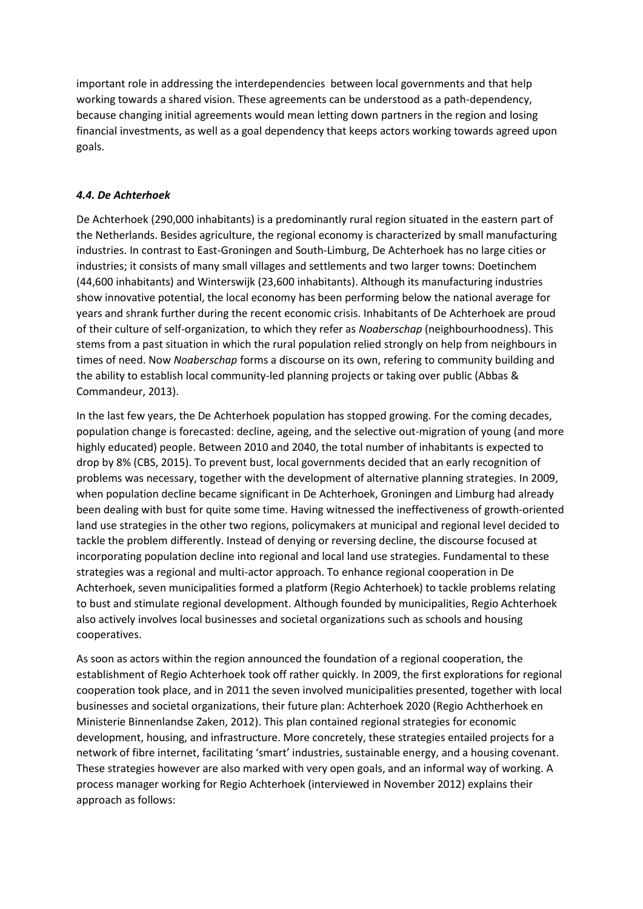important role in addressing the interdependencies  between local governments and that help working towards a shared vision. These agreements can be understood as a path-dependency, because changing initial agreements would mean letting down partners in the region and losing financial investments, as well as a goal dependency that keeps actors working towards agreed upon goals.

### *4.4. De Achterhoek*

De Achterhoek (290,000 inhabitants) is a predominantly rural region situated in the eastern part of the Netherlands. Besides agriculture, the regional economy is characterized by small manufacturing industries. In contrast to East-Groningen and South-Limburg, De Achterhoek has no large cities or industries; it consists of many small villages and settlements and two larger towns: Doetinchem (44,600 inhabitants) and Winterswijk (23,600 inhabitants). Although its manufacturing industries show innovative potential, the local economy has been performing below the national average for years and shrank further during the recent economic crisis. Inhabitants of De Achterhoek are proud of their culture of self-organization, to which they refer as *Noaberschap* (neighbourhoodness). This stems from a past situation in which the rural population relied strongly on help from neighbours in times of need. Now *Noaberschap* forms a discourse on its own, refering to community building and the ability to establish local community-led planning projects or taking over public (Abbas & Commandeur, 2013).

In the last few years, the De Achterhoek population has stopped growing. For the coming decades, population change is forecasted: decline, ageing, and the selective out-migration of young (and more highly educated) people. Between 2010 and 2040, the total number of inhabitants is expected to drop by 8% (CBS, 2015). To prevent bust, local governments decided that an early recognition of problems was necessary, together with the development of alternative planning strategies. In 2009, when population decline became significant in De Achterhoek, Groningen and Limburg had already been dealing with bust for quite some time. Having witnessed the ineffectiveness of growth-oriented land use strategies in the other two regions, policymakers at municipal and regional level decided to tackle the problem differently. Instead of denying or reversing decline, the discourse focused at incorporating population decline into regional and local land use strategies. Fundamental to these strategies was a regional and multi-actor approach. To enhance regional cooperation in De Achterhoek, seven municipalities formed a platform (Regio Achterhoek) to tackle problems relating to bust and stimulate regional development. Although founded by municipalities, Regio Achterhoek also actively involves local businesses and societal organizations such as schools and housing cooperatives.

As soon as actors within the region announced the foundation of a regional cooperation, the establishment of Regio Achterhoek took off rather quickly. In 2009, the first explorations for regional cooperation took place, and in 2011 the seven involved municipalities presented, together with local businesses and societal organizations, their future plan: Achterhoek 2020 (Regio Achtherhoek en Ministerie Binnenlandse Zaken, 2012). This plan contained regional strategies for economic development, housing, and infrastructure. More concretely, these strategies entailed projects for a network of fibre internet, facilitating 'smart' industries, sustainable energy, and a housing covenant. These strategies however are also marked with very open goals, and an informal way of working. A process manager working for Regio Achterhoek (interviewed in November 2012) explains their approach as follows: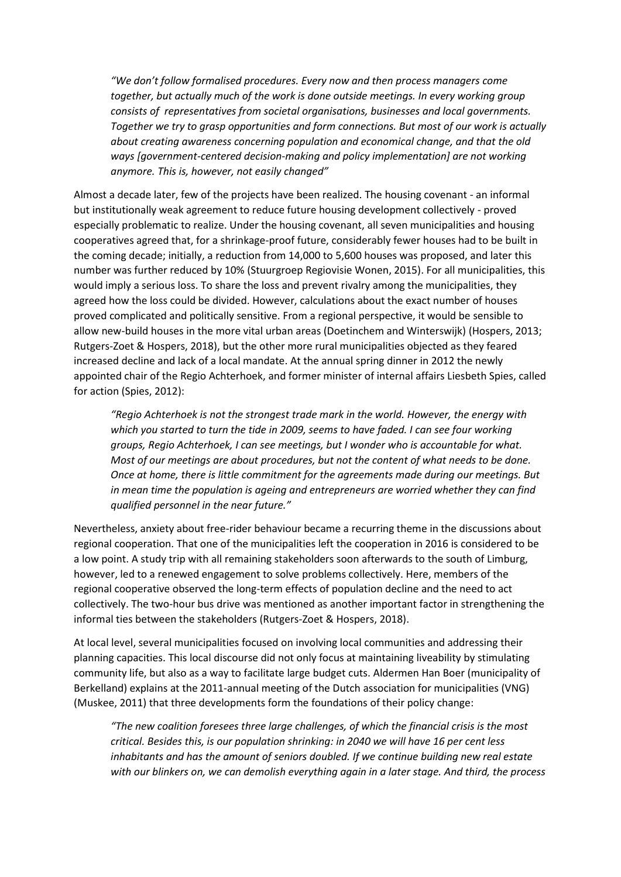*"We don't follow formalised procedures. Every now and then process managers come together, but actually much of the work is done outside meetings. In every working group consists of representatives from societal organisations, businesses and local governments. Together we try to grasp opportunities and form connections. But most of our work is actually about creating awareness concerning population and economical change, and that the old ways [government-centered decision-making and policy implementation] are not working anymore. This is, however, not easily changed"*

Almost a decade later, few of the projects have been realized. The housing covenant - an informal but institutionally weak agreement to reduce future housing development collectively - proved especially problematic to realize. Under the housing covenant, all seven municipalities and housing cooperatives agreed that, for a shrinkage-proof future, considerably fewer houses had to be built in the coming decade; initially, a reduction from 14,000 to 5,600 houses was proposed, and later this number was further reduced by 10% (Stuurgroep Regiovisie Wonen, 2015). For all municipalities, this would imply a serious loss. To share the loss and prevent rivalry among the municipalities, they agreed how the loss could be divided. However, calculations about the exact number of houses proved complicated and politically sensitive. From a regional perspective, it would be sensible to allow new-build houses in the more vital urban areas (Doetinchem and Winterswijk) (Hospers, 2013; Rutgers-Zoet & Hospers, 2018), but the other more rural municipalities objected as they feared increased decline and lack of a local mandate. At the annual spring dinner in 2012 the newly appointed chair of the Regio Achterhoek, and former minister of internal affairs Liesbeth Spies, called for action (Spies, 2012):

*"Regio Achterhoek is not the strongest trade mark in the world. However, the energy with which you started to turn the tide in 2009, seems to have faded. I can see four working groups, Regio Achterhoek, I can see meetings, but I wonder who is accountable for what. Most of our meetings are about procedures, but not the content of what needs to be done. Once at home, there is little commitment for the agreements made during our meetings. But in mean time the population is ageing and entrepreneurs are worried whether they can find qualified personnel in the near future."*

Nevertheless, anxiety about free-rider behaviour became a recurring theme in the discussions about regional cooperation. That one of the municipalities left the cooperation in 2016 is considered to be a low point. A study trip with all remaining stakeholders soon afterwards to the south of Limburg, however, led to a renewed engagement to solve problems collectively. Here, members of the regional cooperative observed the long-term effects of population decline and the need to act collectively. The two-hour bus drive was mentioned as another important factor in strengthening the informal ties between the stakeholders (Rutgers-Zoet & Hospers, 2018).

At local level, several municipalities focused on involving local communities and addressing their planning capacities. This local discourse did not only focus at maintaining liveability by stimulating community life, but also as a way to facilitate large budget cuts. Aldermen Han Boer (municipality of Berkelland) explains at the 2011-annual meeting of the Dutch association for municipalities (VNG) (Muskee, 2011) that three developments form the foundations of their policy change:

*"The new coalition foresees three large challenges, of which the financial crisis is the most critical. Besides this, is our population shrinking: in 2040 we will have 16 per cent less inhabitants and has the amount of seniors doubled. If we continue building new real estate with our blinkers on, we can demolish everything again in a later stage. And third, the process*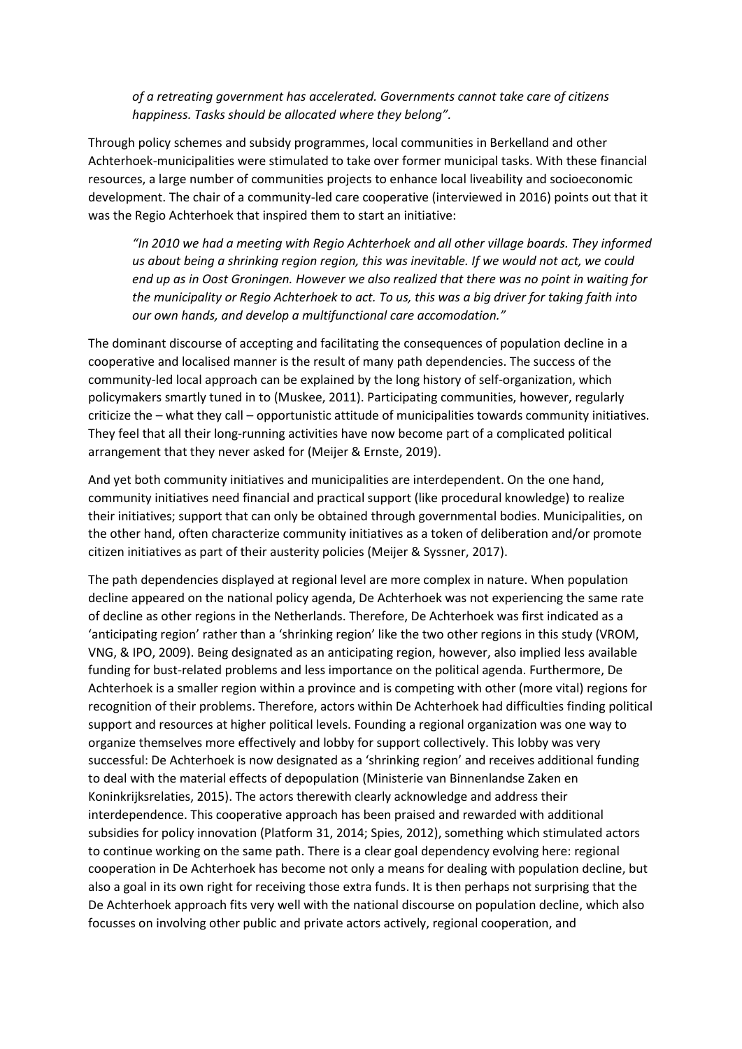*of a retreating government has accelerated. Governments cannot take care of citizens happiness. Tasks should be allocated where they belong".*

Through policy schemes and subsidy programmes, local communities in Berkelland and other Achterhoek-municipalities were stimulated to take over former municipal tasks. With these financial resources, a large number of communities projects to enhance local liveability and socioeconomic development. The chair of a community-led care cooperative (interviewed in 2016) points out that it was the Regio Achterhoek that inspired them to start an initiative:

*"In 2010 we had a meeting with Regio Achterhoek and all other village boards. They informed us about being a shrinking region region, this was inevitable. If we would not act, we could end up as in Oost Groningen. However we also realized that there was no point in waiting for the municipality or Regio Achterhoek to act. To us, this was a big driver for taking faith into our own hands, and develop a multifunctional care accomodation."*

The dominant discourse of accepting and facilitating the consequences of population decline in a cooperative and localised manner is the result of many path dependencies. The success of the community-led local approach can be explained by the long history of self-organization, which policymakers smartly tuned in to (Muskee, 2011). Participating communities, however, regularly criticize the – what they call – opportunistic attitude of municipalities towards community initiatives. They feel that all their long-running activities have now become part of a complicated political arrangement that they never asked for (Meijer & Ernste, 2019).

And yet both community initiatives and municipalities are interdependent. On the one hand, community initiatives need financial and practical support (like procedural knowledge) to realize their initiatives; support that can only be obtained through governmental bodies. Municipalities, on the other hand, often characterize community initiatives as a token of deliberation and/or promote citizen initiatives as part of their austerity policies (Meijer & Syssner, 2017).

The path dependencies displayed at regional level are more complex in nature. When population decline appeared on the national policy agenda, De Achterhoek was not experiencing the same rate of decline as other regions in the Netherlands. Therefore, De Achterhoek was first indicated as a 'anticipating region' rather than a 'shrinking region' like the two other regions in this study (VROM, VNG, & IPO, 2009). Being designated as an anticipating region, however, also implied less available funding for bust-related problems and less importance on the political agenda. Furthermore, De Achterhoek is a smaller region within a province and is competing with other (more vital) regions for recognition of their problems. Therefore, actors within De Achterhoek had difficulties finding political support and resources at higher political levels. Founding a regional organization was one way to organize themselves more effectively and lobby for support collectively. This lobby was very successful: De Achterhoek is now designated as a 'shrinking region' and receives additional funding to deal with the material effects of depopulation (Ministerie van Binnenlandse Zaken en Koninkrijksrelaties, 2015). The actors therewith clearly acknowledge and address their interdependence. This cooperative approach has been praised and rewarded with additional subsidies for policy innovation (Platform 31, 2014; Spies, 2012), something which stimulated actors to continue working on the same path. There is a clear goal dependency evolving here: regional cooperation in De Achterhoek has become not only a means for dealing with population decline, but also a goal in its own right for receiving those extra funds. It is then perhaps not surprising that the De Achterhoek approach fits very well with the national discourse on population decline, which also focusses on involving other public and private actors actively, regional cooperation, and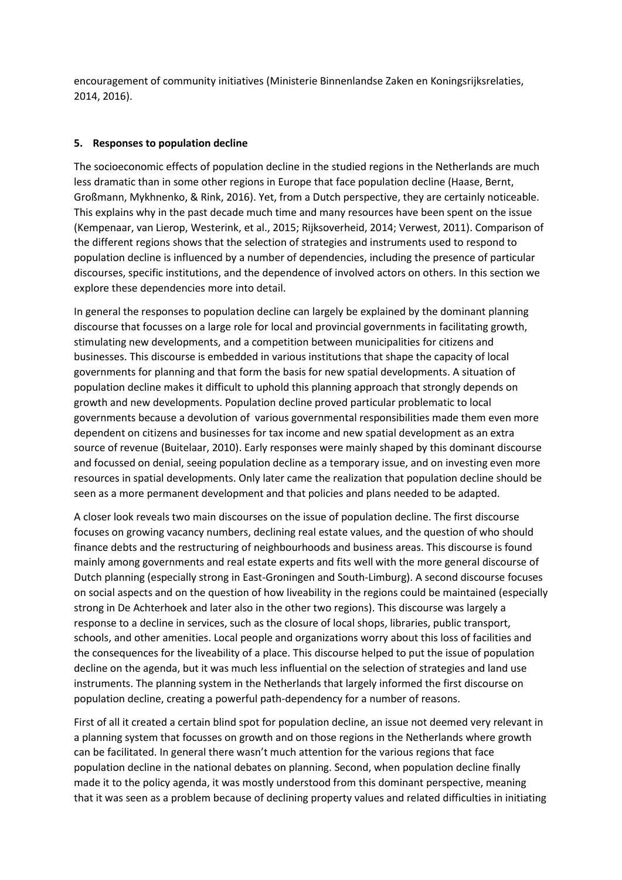encouragement of community initiatives (Ministerie Binnenlandse Zaken en Koningsrijksrelaties, 2014, 2016).

## 5. Responses to population decline

The socioeconomic effects of population decline in the studied regions in the Netherlands are much less dramatic than in some other regions in Europe that face population decline (Haase, Bernt, Großmann, Mykhnenko, & Rink, 2016). Yet, from a Dutch perspective, they are certainly noticeable. This explains why in the past decade much time and many resources have been spent on the issue (Kempenaar, van Lierop, Westerink, et al., 2015; Rijksoverheid, 2014; Verwest, 2011). Comparison of the different regions shows that the selection of strategies and instruments used to respond to population decline is influenced by a number of dependencies, including the presence of particular discourses, specific institutions, and the dependence of involved actors on others. In this section we explore these dependencies more into detail.

In general the responses to population decline can largely be explained by the dominant planning discourse that focusses on a large role for local and provincial governments in facilitating growth, stimulating new developments, and a competition between municipalities for citizens and businesses. This discourse is embedded in various institutions that shape the capacity of local governments for planning and that form the basis for new spatial developments. A situation of population decline makes it difficult to uphold this planning approach that strongly depends on growth and new developments. Population decline proved particular problematic to local governments because a devolution of various governmental responsibilities made them even more dependent on citizens and businesses for tax income and new spatial development as an extra source of revenue (Buitelaar, 2010). Early responses were mainly shaped by this dominant discourse and focussed on denial, seeing population decline as a temporary issue, and on investing even more resources in spatial developments. Only later came the realization that population decline should be seen as a more permanent development and that policies and plans needed to be adapted.

A closer look reveals two main discourses on the issue of population decline. The first discourse focuses on growing vacancy numbers, declining real estate values, and the question of who should finance debts and the restructuring of neighbourhoods and business areas. This discourse is found mainly among governments and real estate experts and fits well with the more general discourse of Dutch planning (especially strong in East-Groningen and South-Limburg). A second discourse focuses on social aspects and on the question of how liveability in the regions could be maintained (especially strong in De Achterhoek and later also in the other two regions). This discourse was largely a response to a decline in services, such as the closure of local shops, libraries, public transport, schools, and other amenities. Local people and organizations worry about this loss of facilities and the consequences for the liveability of a place. This discourse helped to put the issue of population decline on the agenda, but it was much less influential on the selection of strategies and land use instruments. The planning system in the Netherlands that largely informed the first discourse on population decline, creating a powerful path-dependency for a number of reasons.

First of all it created a certain blind spot for population decline, an issue not deemed very relevant in a planning system that focusses on growth and on those regions in the Netherlands where growth can be facilitated. In general there wasn't much attention for the various regions that face population decline in the national debates on planning. Second, when population decline finally made it to the policy agenda, it was mostly understood from this dominant perspective, meaning that it was seen as a problem because of declining property values and related difficulties in initiating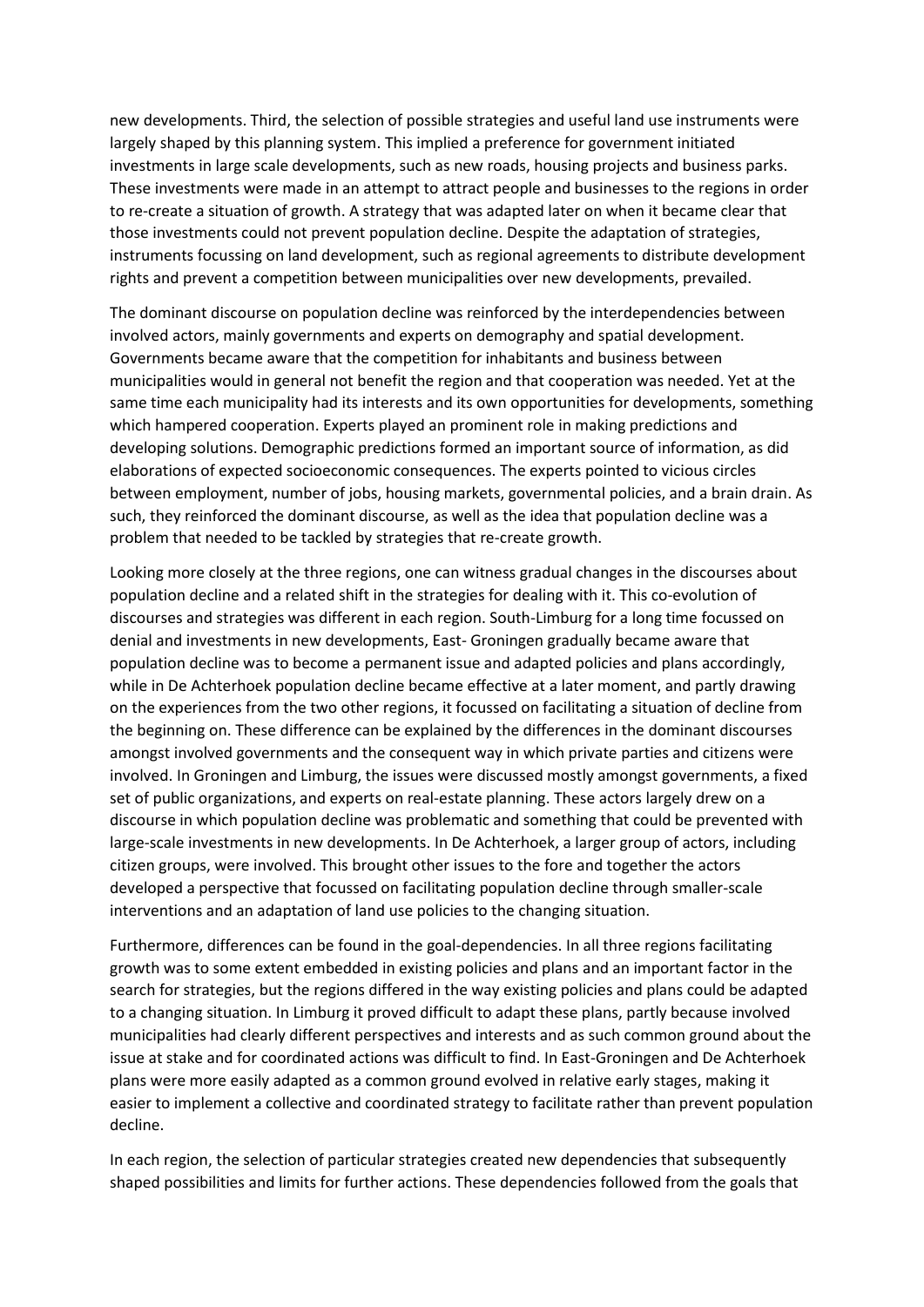new developments. Third, the selection of possible strategies and useful land use instruments were largely shaped by this planning system. This implied a preference for government initiated investments in large scale developments, such as new roads, housing projects and business parks. These investments were made in an attempt to attract people and businesses to the regions in order to re-create a situation of growth. A strategy that was adapted later on when it became clear that those investments could not prevent population decline. Despite the adaptation of strategies, instruments focussing on land development, such as regional agreements to distribute development rights and prevent a competition between municipalities over new developments, prevailed.

The dominant discourse on population decline was reinforced by the interdependencies between involved actors, mainly governments and experts on demography and spatial development. Governments became aware that the competition for inhabitants and business between municipalities would in general not benefit the region and that cooperation was needed. Yet at the same time each municipality had its interests and its own opportunities for developments, something which hampered cooperation. Experts played an prominent role in making predictions and developing solutions. Demographic predictions formed an important source of information, as did elaborations of expected socioeconomic consequences. The experts pointed to vicious circles between employment, number of jobs, housing markets, governmental policies, and a brain drain. As such, they reinforced the dominant discourse, as well as the idea that population decline was a problem that needed to be tackled by strategies that re-create growth.

Looking more closely at the three regions, one can witness gradual changes in the discourses about population decline and a related shift in the strategies for dealing with it. This co-evolution of discourses and strategies was different in each region. South-Limburg for a long time focussed on denial and investments in new developments, East- Groningen gradually became aware that population decline was to become a permanent issue and adapted policies and plans accordingly, while in De Achterhoek population decline became effective at a later moment, and partly drawing on the experiences from the two other regions, it focussed on facilitating a situation of decline from the beginning on. These difference can be explained by the differences in the dominant discourses amongst involved governments and the consequent way in which private parties and citizens were involved. In Groningen and Limburg, the issues were discussed mostly amongst governments, a fixed set of public organizations, and experts on real-estate planning. These actors largely drew on a discourse in which population decline was problematic and something that could be prevented with large-scale investments in new developments. In De Achterhoek, a larger group of actors, including citizen groups, were involved. This brought other issues to the fore and together the actors developed a perspective that focussed on facilitating population decline through smaller-scale interventions and an adaptation of land use policies to the changing situation.

Furthermore, differences can be found in the goal-dependencies. In all three regions facilitating growth was to some extent embedded in existing policies and plans and an important factor in the search for strategies, but the regions differed in the way existing policies and plans could be adapted to a changing situation. In Limburg it proved difficult to adapt these plans, partly because involved municipalities had clearly different perspectives and interests and as such common ground about the issue at stake and for coordinated actions was difficult to find. In East-Groningen and De Achterhoek plans were more easily adapted as a common ground evolved in relative early stages, making it easier to implement a collective and coordinated strategy to facilitate rather than prevent population decline.

In each region, the selection of particular strategies created new dependencies that subsequently shaped possibilities and limits for further actions. These dependencies followed from the goals that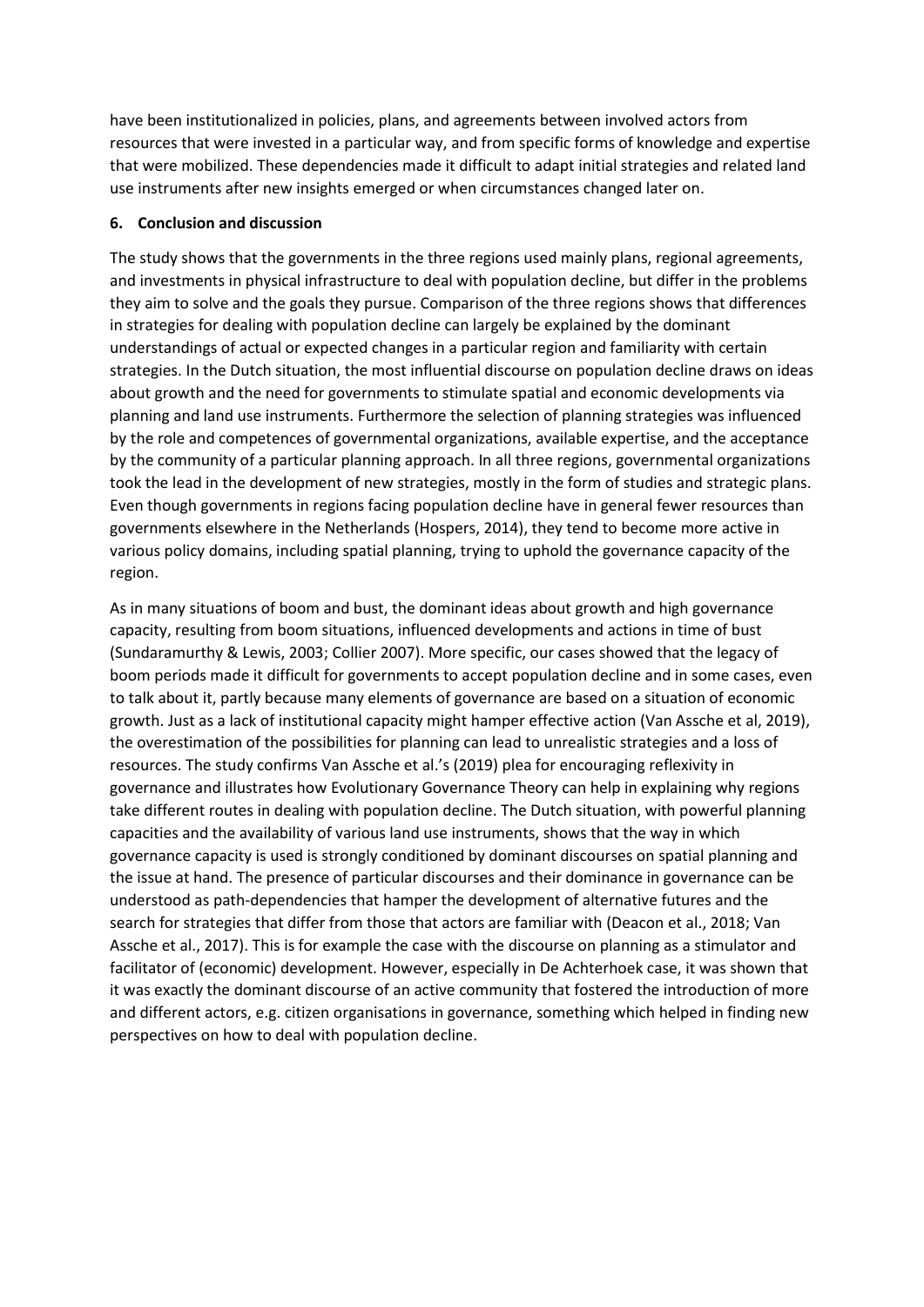have been institutionalized in policies, plans, and agreements between involved actors from resources that were invested in a particular way, and from specific forms of knowledge and expertise that were mobilized. These dependencies made it difficult to adapt initial strategies and related land use instruments after new insights emerged or when circumstances changed later on.

## 6. Conclusion and discussion

The study shows that the governments in the three regions used mainly plans, regional agreements, and investments in physical infrastructure to deal with population decline, but differ in the problems they aim to solve and the goals they pursue. Comparison of the three regions shows that differences in strategies for dealing with population decline can largely be explained by the dominant understandings of actual or expected changes in a particular region and familiarity with certain strategies. In the Dutch situation, the most influential discourse on population decline draws on ideas about growth and the need for governments to stimulate spatial and economic developments via planning and land use instruments. Furthermore the selection of planning strategies was influenced by the role and competences of governmental organizations, available expertise, and the acceptance by the community of a particular planning approach. In all three regions, governmental organizations took the lead in the development of new strategies, mostly in the form of studies and strategic plans. Even though governments in regions facing population decline have in general fewer resources than governments elsewhere in the Netherlands (Hospers, 2014), they tend to become more active in various policy domains, including spatial planning, trying to uphold the governance capacity of the region.

As in many situations of boom and bust, the dominant ideas about growth and high governance capacity, resulting from boom situations, influenced developments and actions in time of bust (Sundaramurthy & Lewis, 2003; Collier 2007). More specific, our cases showed that the legacy of boom periods made it difficult for governments to accept population decline and in some cases, even to talk about it, partly because many elements of governance are based on a situation of economic growth. Just as a lack of institutional capacity might hamper effective action (Van Assche et al, 2019), the overestimation of the possibilities for planning can lead to unrealistic strategies and a loss of resources. The study confirms Van Assche et al.'s (2019) plea for encouraging reflexivity in governance and illustrates how Evolutionary Governance Theory can help in explaining why regions take different routes in dealing with population decline. The Dutch situation, with powerful planning capacities and the availability of various land use instruments, shows that the way in which governance capacity is used is strongly conditioned by dominant discourses on spatial planning and the issue at hand. The presence of particular discourses and their dominance in governance can be understood as path-dependencies that hamper the development of alternative futures and the search for strategies that differ from those that actors are familiar with (Deacon et al., 2018; Van Assche et al., 2017). This is for example the case with the discourse on planning as a stimulator and facilitator of (economic) development. However, especially in De Achterhoek case, it was shown that it was exactly the dominant discourse of an active community that fostered the introduction of more and different actors, e.g. citizen organisations in governance, something which helped in finding new perspectives on how to deal with population decline.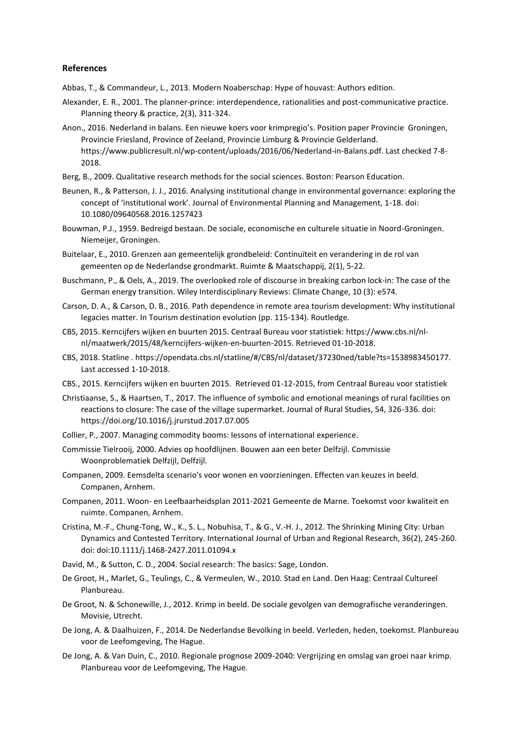## References

Abbas, T., & Commandeur, L., 2013. Modern Noaberschap: Hype of houvast: Authors edition.

Alexander, E. R., 2001. The planner-prince: interdependence, rationalities and post-communicative practice. Planning theory & practice, 2(3), 311-324.

Anon., 2016. Nederland in balans. Een nieuwe koers voor krimpregio's. Position paper Provincie Groningen, Provincie Friesland, Province of Zeeland, Provincie Limburg & Provincie Gelderland. https://www.publicresult.nl/wp-content/uploads/2016/06/Nederland-in-Balans.pdf. Last checked 7-8-2018.

Berg, B., 2009. Qualitative research methods for the social sciences. Boston: Pearson Education.

Beunen, R., & Patterson, J. J., 2016. Analysing institutional change in environmental governance: exploring the concept of 'institutional work'. Journal of Environmental Planning and Management, 1-18. doi: 10.1080/09640568.2016.1257423

Bouwman, P.J., 1959. Bedreigd bestaan. De sociale, economische en culturele situatie in Noord-Groningen. Niemeijer, Groningen.

Buitelaar, E., 2010. Grenzen aan gemeentelijk grondbeleid: Continuïteit en verandering in de rol van gemeenten op de Nederlandse grondmarkt. Ruimte & Maatschappij, 2(1), 5-22.

Buschmann, P., & Oels, A., 2019. The overlooked role of discourse in breaking carbon lock-in: The case of the German energy transition. Wiley Interdisciplinary Reviews: Climate Change, 10 (3): e574.

Carson, D. A., & Carson, D. B., 2016. Path dependence in remote area tourism development: Why institutional legacies matter. In Tourism destination evolution (pp. 115-134). Routledge.

CBS, 2015. Kerncijfers wijken en buurten 2015. Centraal Bureau voor statistiek: https://www.cbs.nl/nl-nl/maatwerk/2015/48/kerncijfers-wijken-en-buurten-2015. Retrieved 01-10-2018.

CBS, 2018. Statline . https://opendata.cbs.nl/statline/#/CBS/nl/dataset/37230ned/table?ts=1538983450177. Last accessed 1-10-2018.

CBS., 2015. Kerncijfers wijken en buurten 2015. Retrieved 01-12-2015, from Centraal Bureau voor statistiek

Christiaanse, S., & Haartsen, T., 2017. The influence of symbolic and emotional meanings of rural facilities on reactions to closure: The case of the village supermarket. Journal of Rural Studies, 54, 326-336. doi: https://doi.org/10.1016/j.jrurstud.2017.07.005

Collier, P., 2007. Managing commodity booms: lessons of international experience.

Commissie Tielrooij, 2000. Advies op hoofdlijnen. Bouwen aan een beter Delfzijl. Commissie Woonproblematiek Delfzijl, Delfzijl.

Companen, 2009. Eemsdelta scenario's voor wonen en voorzieningen. Effecten van keuzes in beeld. Companen, Arnhem.

Companen, 2011. Woon- en Leefbaarheidsplan 2011-2021 Gemeente de Marne. Toekomst voor kwaliteit en ruimte. Companen, Arnhem.

Cristina, M.-F., Chung-Tong, W., K., S. L., Nobuhisa, T., & G., V.-H. J., 2012. The Shrinking Mining City: Urban Dynamics and Contested Territory. International Journal of Urban and Regional Research, 36(2), 245-260. doi: doi:10.1111/j.1468-2427.2011.01094.x

David, M., & Sutton, C. D., 2004. Social research: The basics: Sage, London.

De Groot, H., Marlet, G., Teulings, C., & Vermeulen, W., 2010. Stad en Land. Den Haag: Centraal Cultureel Planbureau.

De Groot, N. & Schonewille, J., 2012. Krimp in beeld. De sociale gevolgen van demografische veranderingen. Movisie, Utrecht.

De Jong, A. & Daalhuizen, F., 2014. De Nederlandse Bevolking in beeld. Verleden, heden, toekomst. Planbureau voor de Leefomgeving, The Hague.

De Jong, A. & Van Duin, C., 2010. Regionale prognose 2009-2040: Vergrijzing en omslag van groei naar krimp. Planbureau voor de Leefomgeving, The Hague.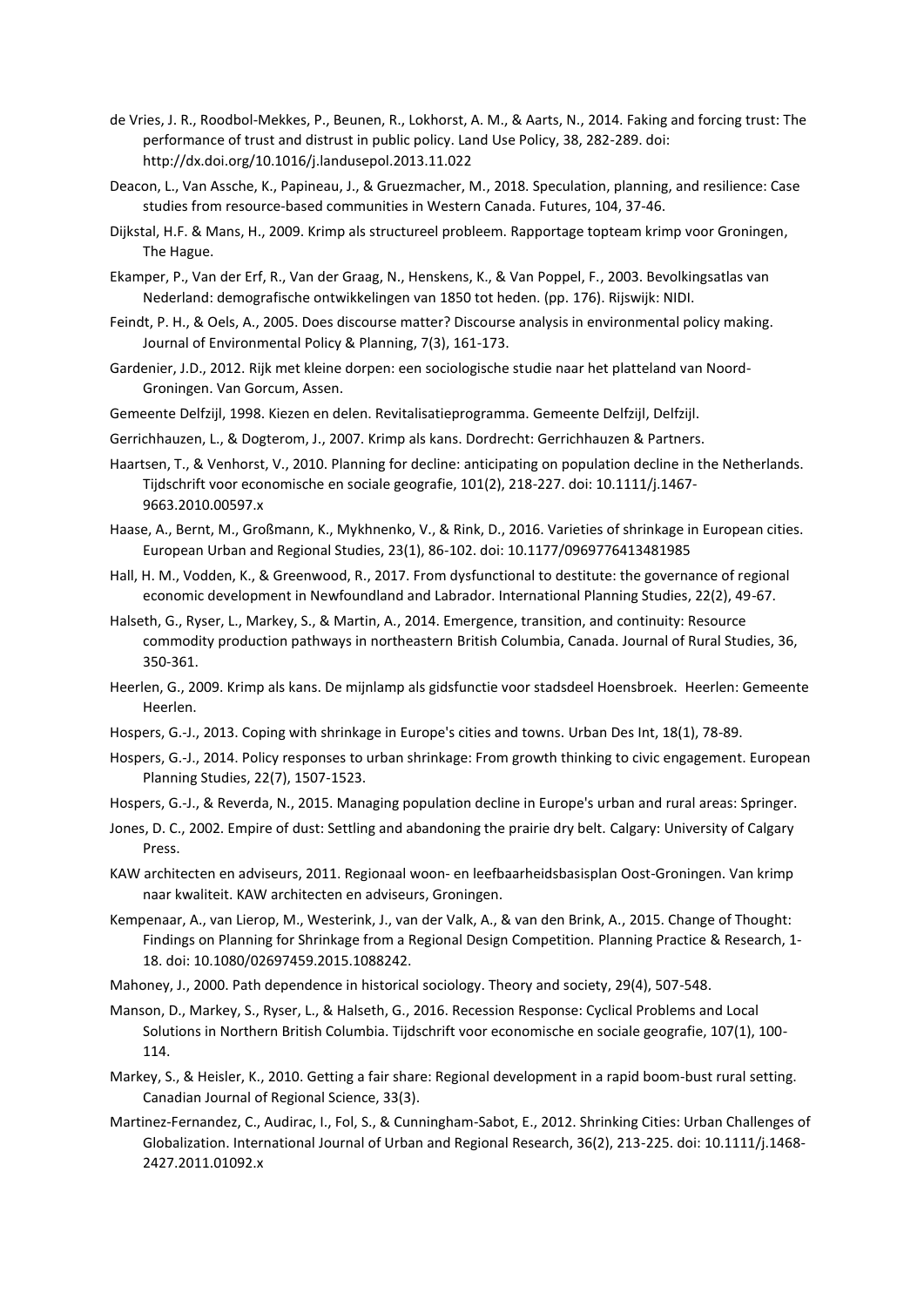de Vries, J. R., Roodbol-Mekkes, P., Beunen, R., Lokhorst, A. M., & Aarts, N., 2014. Faking and forcing trust: The performance of trust and distrust in public policy. Land Use Policy, 38, 282-289. doi: http://dx.doi.org/10.1016/j.landusepol.2013.11.022

Deacon, L., Van Assche, K., Papineau, J., & Gruezmacher, M., 2018. Speculation, planning, and resilience: Case studies from resource-based communities in Western Canada. Futures, 104, 37-46.

Dijkstal, H.F. & Mans, H., 2009. Krimp als structureel probleem. Rapportage topteam krimp voor Groningen, The Hague.

Ekamper, P., Van der Erf, R., Van der Graag, N., Henskens, K., & Van Poppel, F., 2003. Bevolkingsatlas van Nederland: demografische ontwikkelingen van 1850 tot heden. (pp. 176). Rijswijk: NIDI.

Feindt, P. H., & Oels, A., 2005. Does discourse matter? Discourse analysis in environmental policy making. Journal of Environmental Policy & Planning, 7(3), 161-173.

Gardenier, J.D., 2012. Rijk met kleine dorpen: een sociologische studie naar het platteland van Noord-Groningen. Van Gorcum, Assen.

Gemeente Delfzijl, 1998. Kiezen en delen. Revitalisatieprogramma. Gemeente Delfzijl, Delfzijl.

Gerrichhauzen, L., & Dogterom, J., 2007. Krimp als kans. Dordrecht: Gerrichhauzen & Partners.

Haartsen, T., & Venhorst, V., 2010. Planning for decline: anticipating on population decline in the Netherlands. Tijdschrift voor economische en sociale geografie, 101(2), 218-227. doi: 10.1111/j.1467-9663.2010.00597.x

Haase, A., Bernt, M., Großmann, K., Mykhnenko, V., & Rink, D., 2016. Varieties of shrinkage in European cities. European Urban and Regional Studies, 23(1), 86-102. doi: 10.1177/0969776413481985

Hall, H. M., Vodden, K., & Greenwood, R., 2017. From dysfunctional to destitute: the governance of regional economic development in Newfoundland and Labrador. International Planning Studies, 22(2), 49-67.

Halseth, G., Ryser, L., Markey, S., & Martin, A., 2014. Emergence, transition, and continuity: Resource commodity production pathways in northeastern British Columbia, Canada. Journal of Rural Studies, 36, 350-361.

Heerlen, G., 2009. Krimp als kans. De mijnlamp als gidsfunctie voor stadsdeel Hoensbroek. Heerlen: Gemeente Heerlen.

Hospers, G.-J., 2013. Coping with shrinkage in Europe's cities and towns. Urban Des Int, 18(1), 78-89.

Hospers, G.-J., 2014. Policy responses to urban shrinkage: From growth thinking to civic engagement. European Planning Studies, 22(7), 1507-1523.

Hospers, G.-J., & Reverda, N., 2015. Managing population decline in Europe's urban and rural areas: Springer.

Jones, D. C., 2002. Empire of dust: Settling and abandoning the prairie dry belt. Calgary: University of Calgary Press.

KAW architecten en adviseurs, 2011. Regionaal woon- en leefbaarheidsbasisplan Oost-Groningen. Van krimp naar kwaliteit. KAW architecten en adviseurs, Groningen.

Kempenaar, A., van Lierop, M., Westerink, J., van der Valk, A., & van den Brink, A., 2015. Change of Thought: Findings on Planning for Shrinkage from a Regional Design Competition. Planning Practice & Research, 1-18. doi: 10.1080/02697459.2015.1088242.

Mahoney, J., 2000. Path dependence in historical sociology. Theory and society, 29(4), 507-548.

Manson, D., Markey, S., Ryser, L., & Halseth, G., 2016. Recession Response: Cyclical Problems and Local Solutions in Northern British Columbia. Tijdschrift voor economische en sociale geografie, 107(1), 100-114.

Markey, S., & Heisler, K., 2010. Getting a fair share: Regional development in a rapid boom-bust rural setting. Canadian Journal of Regional Science, 33(3).

Martinez-Fernandez, C., Audirac, I., Fol, S., & Cunningham-Sabot, E., 2012. Shrinking Cities: Urban Challenges of Globalization. International Journal of Urban and Regional Research, 36(2), 213-225. doi: 10.1111/j.1468-2427.2011.01092.x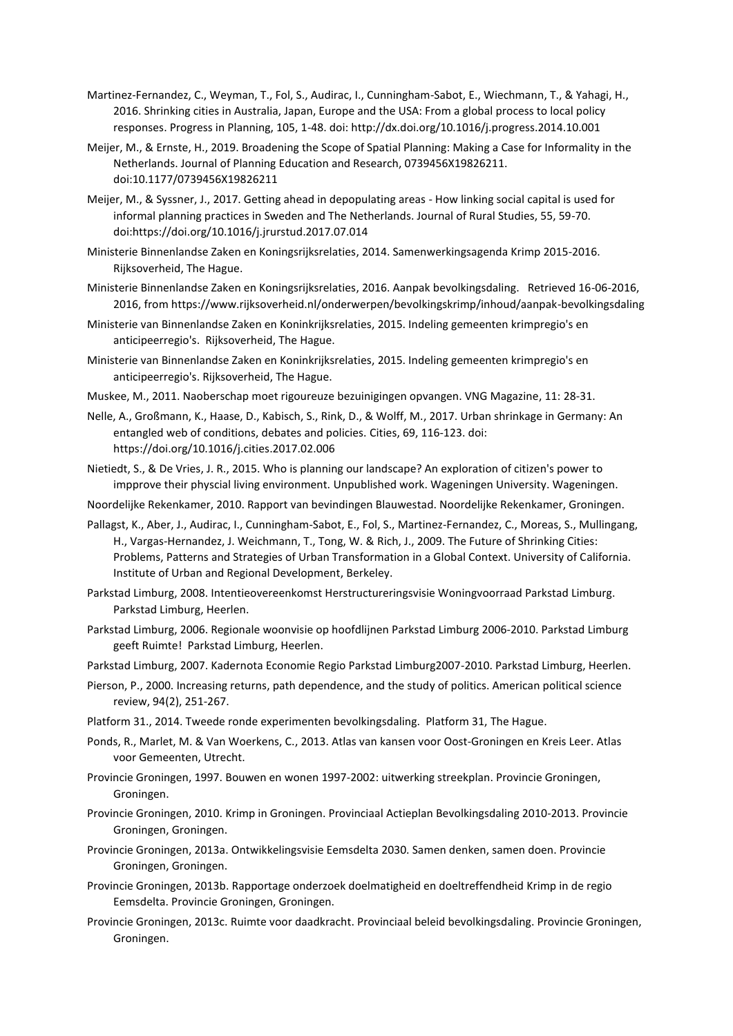Martinez-Fernandez, C., Weyman, T., Fol, S., Audirac, I., Cunningham-Sabot, E., Wiechmann, T., & Yahagi, H., 2016. Shrinking cities in Australia, Japan, Europe and the USA: From a global process to local policy responses. Progress in Planning, 105, 1-48. doi: http://dx.doi.org/10.1016/j.progress.2014.10.001

Meijer, M., & Ernste, H., 2019. Broadening the Scope of Spatial Planning: Making a Case for Informality in the Netherlands. Journal of Planning Education and Research, 0739456X19826211. doi:10.1177/0739456X19826211

Meijer, M., & Syssner, J., 2017. Getting ahead in depopulating areas - How linking social capital is used for informal planning practices in Sweden and The Netherlands. Journal of Rural Studies, 55, 59-70. doi:https://doi.org/10.1016/j.jrurstud.2017.07.014

Ministerie Binnenlandse Zaken en Koningsrijksrelaties, 2014. Samenwerkingsagenda Krimp 2015-2016. Rijksoverheid, The Hague.

Ministerie Binnenlandse Zaken en Koningsrijksrelaties, 2016. Aanpak bevolkingsdaling. Retrieved 16-06-2016, 2016, from https://www.rijksoverheid.nl/onderwerpen/bevolkingskrimp/inhoud/aanpak-bevolkingsdaling

Ministerie van Binnenlandse Zaken en Koninkrijksrelaties, 2015. Indeling gemeenten krimpregio's en anticipeerregio's. Rijksoverheid, The Hague.

Ministerie van Binnenlandse Zaken en Koninkrijksrelaties, 2015. Indeling gemeenten krimpregio's en anticipeerregio's. Rijksoverheid, The Hague.

Muskee, M., 2011. Naoberschap moet rigoureuze bezuinigingen opvangen. VNG Magazine, 11: 28-31.

Nelle, A., Großmann, K., Haase, D., Kabisch, S., Rink, D., & Wolff, M., 2017. Urban shrinkage in Germany: An entangled web of conditions, debates and policies. Cities, 69, 116-123. doi: https://doi.org/10.1016/j.cities.2017.02.006

Nietiedt, S., & De Vries, J. R., 2015. Who is planning our landscape? An exploration of citizen's power to impprove their physcial living environment. Unpublished work. Wageningen University. Wageningen.

Noordelijke Rekenkamer, 2010. Rapport van bevindingen Blauwestad. Noordelijke Rekenkamer, Groningen.

Pallagst, K., Aber, J., Audirac, I., Cunningham-Sabot, E., Fol, S., Martinez-Fernandez, C., Moreas, S., Mullingang, H., Vargas-Hernandez, J. Weichmann, T., Tong, W. & Rich, J., 2009. The Future of Shrinking Cities: Problems, Patterns and Strategies of Urban Transformation in a Global Context. University of California. Institute of Urban and Regional Development, Berkeley.

Parkstad Limburg, 2008. Intentieovereenkomst Herstructureringsvisie Woningvoorraad Parkstad Limburg. Parkstad Limburg, Heerlen.

Parkstad Limburg, 2006. Regionale woonvisie op hoofdlijnen Parkstad Limburg 2006-2010. Parkstad Limburg geeft Ruimte! Parkstad Limburg, Heerlen.

Parkstad Limburg, 2007. Kadernota Economie Regio Parkstad Limburg2007-2010. Parkstad Limburg, Heerlen.

Pierson, P., 2000. Increasing returns, path dependence, and the study of politics. American political science review, 94(2), 251-267.

Platform 31., 2014. Tweede ronde experimenten bevolkingsdaling. Platform 31, The Hague.

Ponds, R., Marlet, M. & Van Woerkens, C., 2013. Atlas van kansen voor Oost-Groningen en Kreis Leer. Atlas voor Gemeenten, Utrecht.

Provincie Groningen, 1997. Bouwen en wonen 1997-2002: uitwerking streekplan. Provincie Groningen, Groningen.

Provincie Groningen, 2010. Krimp in Groningen. Provinciaal Actieplan Bevolkingsdaling 2010-2013. Provincie Groningen, Groningen.

Provincie Groningen, 2013a. Ontwikkelingsvisie Eemsdelta 2030. Samen denken, samen doen. Provincie Groningen, Groningen.

Provincie Groningen, 2013b. Rapportage onderzoek doelmatigheid en doeltreffendheid Krimp in de regio Eemsdelta. Provincie Groningen, Groningen.

Provincie Groningen, 2013c. Ruimte voor daadkracht. Provinciaal beleid bevolkingsdaling. Provincie Groningen, Groningen.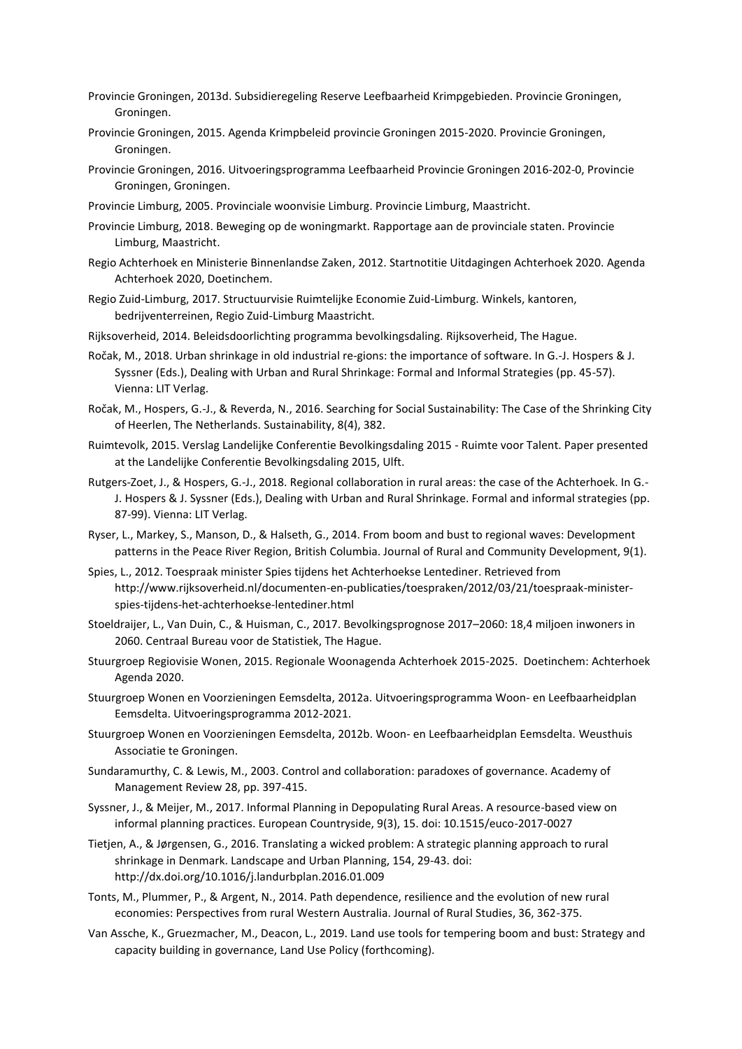Provincie Groningen, 2013d. Subsidieregeling Reserve Leefbaarheid Krimpgebieden. Provincie Groningen, Groningen.

Provincie Groningen, 2015. Agenda Krimpbeleid provincie Groningen 2015-2020. Provincie Groningen, Groningen.

Provincie Groningen, 2016. Uitvoeringsprogramma Leefbaarheid Provincie Groningen 2016-202-0, Provincie Groningen, Groningen.

Provincie Limburg, 2005. Provinciale woonvisie Limburg. Provincie Limburg, Maastricht.

Provincie Limburg, 2018. Beweging op de woningmarkt. Rapportage aan de provinciale staten. Provincie Limburg, Maastricht.

Regio Achterhoek en Ministerie Binnenlandse Zaken, 2012. Startnotitie Uitdagingen Achterhoek 2020. Agenda Achterhoek 2020, Doetinchem.

Regio Zuid-Limburg, 2017. Structuurvisie Ruimtelijke Economie Zuid-Limburg. Winkels, kantoren, bedrijventerreinen, Regio Zuid-Limburg Maastricht.

Rijksoverheid, 2014. Beleidsdoorlichting programma bevolkingsdaling. Rijksoverheid, The Hague.

Ročak, M., 2018. Urban shrinkage in old industrial re-gions: the importance of software. In G.-J. Hospers & J. Syssner (Eds.), Dealing with Urban and Rural Shrinkage: Formal and Informal Strategies (pp. 45-57). Vienna: LIT Verlag.

Ročak, M., Hospers, G.-J., & Reverda, N., 2016. Searching for Social Sustainability: The Case of the Shrinking City of Heerlen, The Netherlands. Sustainability, 8(4), 382.

Ruimtevolk, 2015. Verslag Landelijke Conferentie Bevolkingsdaling 2015 - Ruimte voor Talent. Paper presented at the Landelijke Conferentie Bevolkingsdaling 2015, Ulft.

Rutgers-Zoet, J., & Hospers, G.-J., 2018. Regional collaboration in rural areas: the case of the Achterhoek. In G.-J. Hospers & J. Syssner (Eds.), Dealing with Urban and Rural Shrinkage. Formal and informal strategies (pp. 87-99). Vienna: LIT Verlag.

Ryser, L., Markey, S., Manson, D., & Halseth, G., 2014. From boom and bust to regional waves: Development patterns in the Peace River Region, British Columbia. Journal of Rural and Community Development, 9(1).

Spies, L., 2012. Toespraak minister Spies tijdens het Achterhoekse Lentediner. Retrieved from http://www.rijksoverheid.nl/documenten-en-publicaties/toespraken/2012/03/21/toespraak-minister-spies-tijdens-het-achterhoekse-lentediner.html

Stoeldraijer, L., Van Duin, C., & Huisman, C., 2017. Bevolkingsprognose 2017–2060: 18,4 miljoen inwoners in 2060. Centraal Bureau voor de Statistiek, The Hague.

Stuurgroep Regiovisie Wonen, 2015. Regionale Woonagenda Achterhoek 2015-2025. Doetinchem: Achterhoek Agenda 2020.

Stuurgroep Wonen en Voorzieningen Eemsdelta, 2012a. Uitvoeringsprogramma Woon- en Leefbaarheidplan Eemsdelta. Uitvoeringsprogramma 2012-2021.

Stuurgroep Wonen en Voorzieningen Eemsdelta, 2012b. Woon- en Leefbaarheidplan Eemsdelta. Weusthuis Associatie te Groningen.

Sundaramurthy, C. & Lewis, M., 2003. Control and collaboration: paradoxes of governance. Academy of Management Review 28, pp. 397-415.

Syssner, J., & Meijer, M., 2017. Informal Planning in Depopulating Rural Areas. A resource-based view on informal planning practices. European Countryside, 9(3), 15. doi: 10.1515/euco-2017-0027

Tietjen, A., & Jørgensen, G., 2016. Translating a wicked problem: A strategic planning approach to rural shrinkage in Denmark. Landscape and Urban Planning, 154, 29-43. doi: http://dx.doi.org/10.1016/j.landurbplan.2016.01.009

Tonts, M., Plummer, P., & Argent, N., 2014. Path dependence, resilience and the evolution of new rural economies: Perspectives from rural Western Australia. Journal of Rural Studies, 36, 362-375.

Van Assche, K., Gruezmacher, M., Deacon, L., 2019. Land use tools for tempering boom and bust: Strategy and capacity building in governance, Land Use Policy (forthcoming).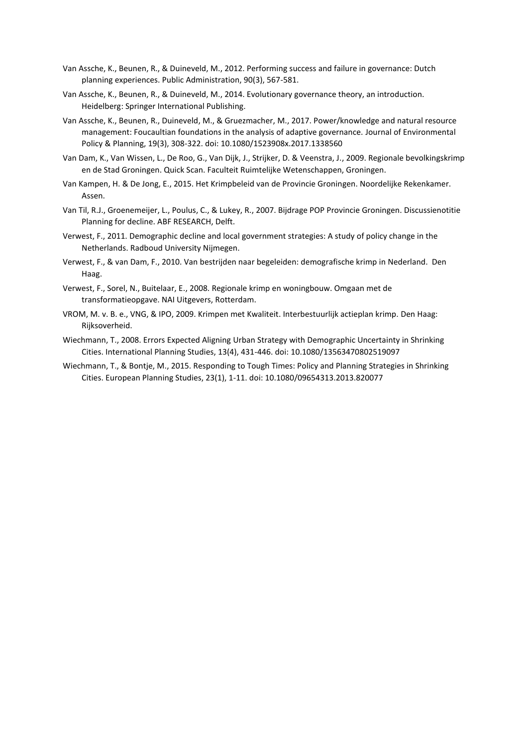Van Assche, K., Beunen, R., & Duineveld, M., 2012. Performing success and failure in governance: Dutch planning experiences. Public Administration, 90(3), 567-581.

Van Assche, K., Beunen, R., & Duineveld, M., 2014. Evolutionary governance theory, an introduction. Heidelberg: Springer International Publishing.

Van Assche, K., Beunen, R., Duineveld, M., & Gruezmacher, M., 2017. Power/knowledge and natural resource management: Foucaultian foundations in the analysis of adaptive governance. Journal of Environmental Policy & Planning, 19(3), 308-322. doi: 10.1080/1523908x.2017.1338560

Van Dam, K., Van Wissen, L., De Roo, G., Van Dijk, J., Strijker, D. & Veenstra, J., 2009. Regionale bevolkingskrimp en de Stad Groningen. Quick Scan. Faculteit Ruimtelijke Wetenschappen, Groningen.

Van Kampen, H. & De Jong, E., 2015. Het Krimpbeleid van de Provincie Groningen. Noordelijke Rekenkamer. Assen.

Van Til, R.J., Groenemeijer, L., Poulus, C., & Lukey, R., 2007. Bijdrage POP Provincie Groningen. Discussienotitie Planning for decline. ABF RESEARCH, Delft.

Verwest, F., 2011. Demographic decline and local government strategies: A study of policy change in the Netherlands. Radboud University Nijmegen.

Verwest, F., & van Dam, F., 2010. Van bestrijden naar begeleiden: demografische krimp in Nederland. Den Haag.

Verwest, F., Sorel, N., Buitelaar, E., 2008. Regionale krimp en woningbouw. Omgaan met de transformatieopgave. NAI Uitgevers, Rotterdam.

VROM, M. v. B. e., VNG, & IPO, 2009. Krimpen met Kwaliteit. Interbestuurlijk actieplan krimp. Den Haag: Rijksoverheid.

Wiechmann, T., 2008. Errors Expected Aligning Urban Strategy with Demographic Uncertainty in Shrinking Cities. International Planning Studies, 13(4), 431-446. doi: 10.1080/13563470802519097

Wiechmann, T., & Bontje, M., 2015. Responding to Tough Times: Policy and Planning Strategies in Shrinking Cities. European Planning Studies, 23(1), 1-11. doi: 10.1080/09654313.2013.820077